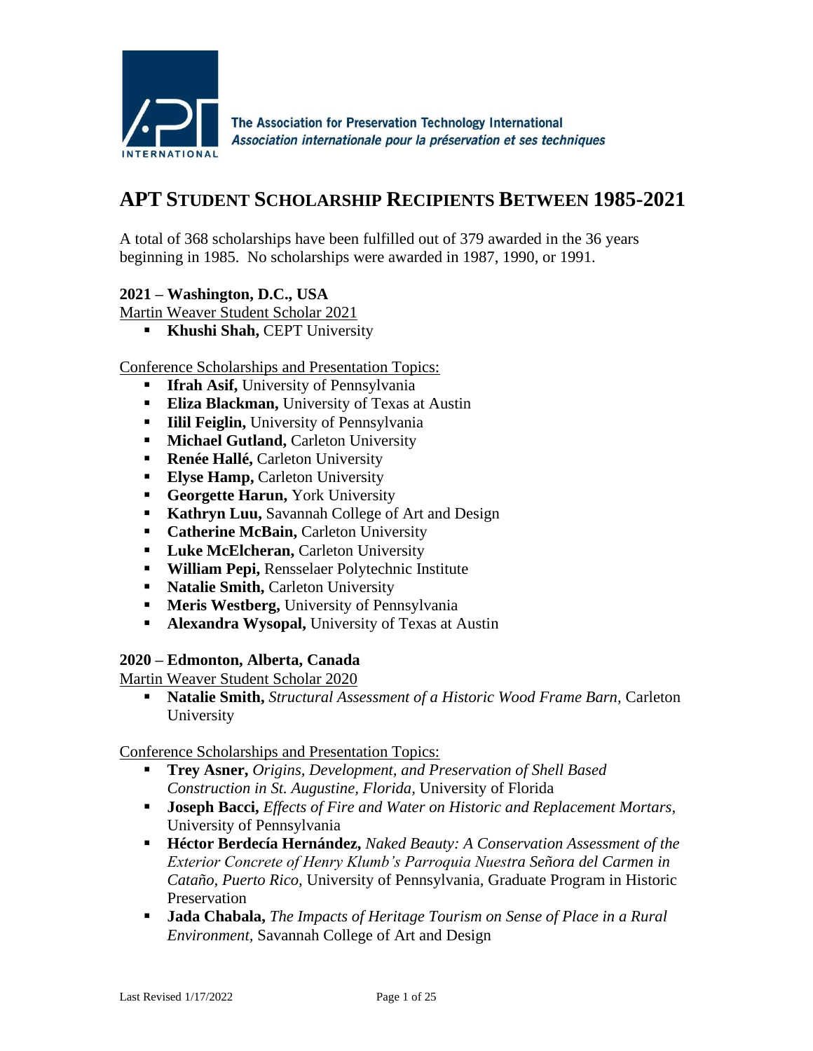The Association for Preservation Technology International
*Association internationale pour la préservation et ses techniques*

# APT Student Scholarship Recipients Between 1985-2021

A total of 368 scholarships have been fulfilled out of 379 awarded in the 36 years beginning in 1985. No scholarships were awarded in 1987, 1990, or 1991.

### 2021 – Washington, D.C., USA

Martin Weaver Student Scholar 2021

- **Khushi Shah,** CEPT University

Conference Scholarships and Presentation Topics:

- **Ifrah Asif,** University of Pennsylvania
- **Eliza Blackman,** University of Texas at Austin
- **Iilil Feiglin,** University of Pennsylvania
- **Michael Gutland,** Carleton University
- **Renée Hallé,** Carleton University
- **Elyse Hamp,** Carleton University
- **Georgette Harun,** York University
- **Kathryn Luu,** Savannah College of Art and Design
- **Catherine McBain,** Carleton University
- **Luke McElcheran,** Carleton University
- **William Pepi,** Rensselaer Polytechnic Institute
- **Natalie Smith,** Carleton University
- **Meris Westberg,** University of Pennsylvania
- **Alexandra Wysopal,** University of Texas at Austin

### 2020 – Edmonton, Alberta, Canada

Martin Weaver Student Scholar 2020

- **Natalie Smith,** *Structural Assessment of a Historic Wood Frame Barn,* Carleton University

Conference Scholarships and Presentation Topics:

- **Trey Asner,** *Origins, Development, and Preservation of Shell Based Construction in St. Augustine, Florida,* University of Florida
- **Joseph Bacci,** *Effects of Fire and Water on Historic and Replacement Mortars,* University of Pennsylvania
- **Héctor Berdecía Hernández,** *Naked Beauty: A Conservation Assessment of the Exterior Concrete of Henry Klumb's Parroquia Nuestra Señora del Carmen in Cataño, Puerto Rico,* University of Pennsylvania, Graduate Program in Historic Preservation
- **Jada Chabala,** *The Impacts of Heritage Tourism on Sense of Place in a Rural Environment,* Savannah College of Art and Design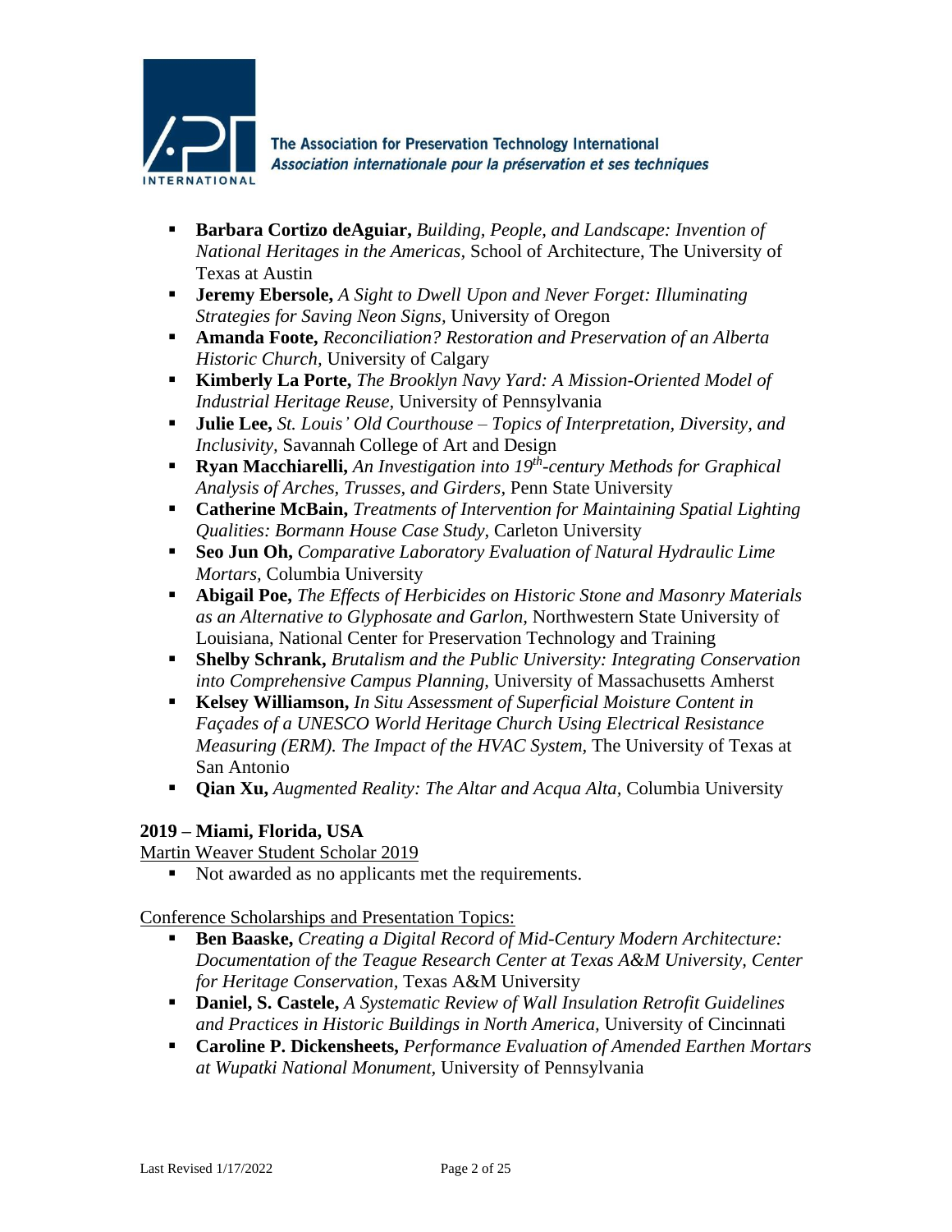- **Barbara Cortizo deAguiar,** *Building, People, and Landscape: Invention of National Heritages in the Americas,* School of Architecture, The University of Texas at Austin
- **Jeremy Ebersole,** *A Sight to Dwell Upon and Never Forget: Illuminating Strategies for Saving Neon Signs,* University of Oregon
- **Amanda Foote,** *Reconciliation? Restoration and Preservation of an Alberta Historic Church,* University of Calgary
- **Kimberly La Porte,** *The Brooklyn Navy Yard: A Mission-Oriented Model of Industrial Heritage Reuse,* University of Pennsylvania
- **Julie Lee,** *St. Louis' Old Courthouse – Topics of Interpretation, Diversity, and Inclusivity,* Savannah College of Art and Design
- **Ryan Macchiarelli,** *An Investigation into 19th-century Methods for Graphical Analysis of Arches, Trusses, and Girders,* Penn State University
- **Catherine McBain,** *Treatments of Intervention for Maintaining Spatial Lighting Qualities: Bormann House Case Study,* Carleton University
- **Seo Jun Oh,** *Comparative Laboratory Evaluation of Natural Hydraulic Lime Mortars,* Columbia University
- **Abigail Poe,** *The Effects of Herbicides on Historic Stone and Masonry Materials as an Alternative to Glyphosate and Garlon,* Northwestern State University of Louisiana, National Center for Preservation Technology and Training
- **Shelby Schrank,** *Brutalism and the Public University: Integrating Conservation into Comprehensive Campus Planning,* University of Massachusetts Amherst
- **Kelsey Williamson,** *In Situ Assessment of Superficial Moisture Content in Façades of a UNESCO World Heritage Church Using Electrical Resistance Measuring (ERM). The Impact of the HVAC System,* The University of Texas at San Antonio
- **Qian Xu,** *Augmented Reality: The Altar and Acqua Alta,* Columbia University

**2019 – Miami, Florida, USA**

Martin Weaver Student Scholar 2019

- Not awarded as no applicants met the requirements.

Conference Scholarships and Presentation Topics:

- **Ben Baaske,** *Creating a Digital Record of Mid-Century Modern Architecture: Documentation of the Teague Research Center at Texas A&M University, Center for Heritage Conservation,* Texas A&M University
- **Daniel, S. Castele,** *A Systematic Review of Wall Insulation Retrofit Guidelines and Practices in Historic Buildings in North America,* University of Cincinnati
- **Caroline P. Dickensheets,** *Performance Evaluation of Amended Earthen Mortars at Wupatki National Monument,* University of Pennsylvania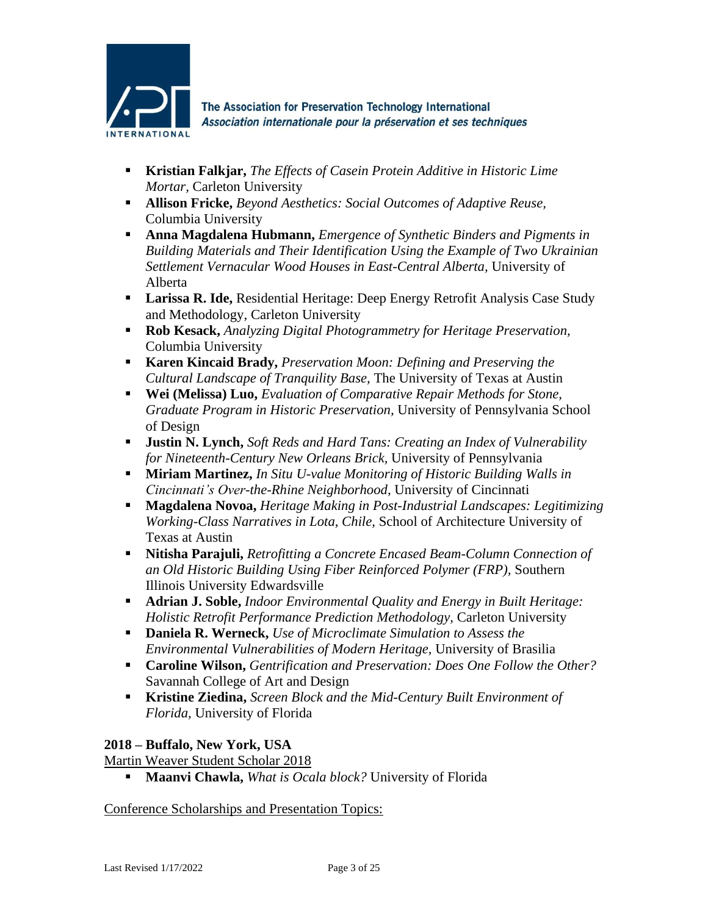- **Kristian Falkjar,** *The Effects of Casein Protein Additive in Historic Lime Mortar,* Carleton University
- **Allison Fricke,** *Beyond Aesthetics: Social Outcomes of Adaptive Reuse,* Columbia University
- **Anna Magdalena Hubmann,** *Emergence of Synthetic Binders and Pigments in Building Materials and Their Identification Using the Example of Two Ukrainian Settlement Vernacular Wood Houses in East-Central Alberta,* University of Alberta
- **Larissa R. Ide,** Residential Heritage: Deep Energy Retrofit Analysis Case Study and Methodology, Carleton University
- **Rob Kesack,** *Analyzing Digital Photogrammetry for Heritage Preservation,* Columbia University
- **Karen Kincaid Brady,** *Preservation Moon: Defining and Preserving the Cultural Landscape of Tranquility Base,* The University of Texas at Austin
- **Wei (Melissa) Luo,** *Evaluation of Comparative Repair Methods for Stone, Graduate Program in Historic Preservation*, University of Pennsylvania School of Design
- **Justin N. Lynch,** *Soft Reds and Hard Tans: Creating an Index of Vulnerability for Nineteenth-Century New Orleans Brick,* University of Pennsylvania
- **Miriam Martinez,** *In Situ U-value Monitoring of Historic Building Walls in Cincinnati's Over-the-Rhine Neighborhood,* University of Cincinnati
- **Magdalena Novoa,** *Heritage Making in Post-Industrial Landscapes: Legitimizing Working-Class Narratives in Lota, Chile,* School of Architecture University of Texas at Austin
- **Nitisha Parajuli,** *Retrofitting a Concrete Encased Beam-Column Connection of an Old Historic Building Using Fiber Reinforced Polymer (FRP),* Southern Illinois University Edwardsville
- **Adrian J. Soble,** *Indoor Environmental Quality and Energy in Built Heritage: Holistic Retrofit Performance Prediction Methodology,* Carleton University
- **Daniela R. Werneck,** *Use of Microclimate Simulation to Assess the Environmental Vulnerabilities of Modern Heritage,* University of Brasilia
- **Caroline Wilson,** *Gentrification and Preservation: Does One Follow the Other?* Savannah College of Art and Design
- **Kristine Ziedina,** *Screen Block and the Mid-Century Built Environment of Florida,* University of Florida

**2018 – Buffalo, New York, USA**

Martin Weaver Student Scholar 2018

- **Maanvi Chawla,** *What is Ocala block?* University of Florida

Conference Scholarships and Presentation Topics: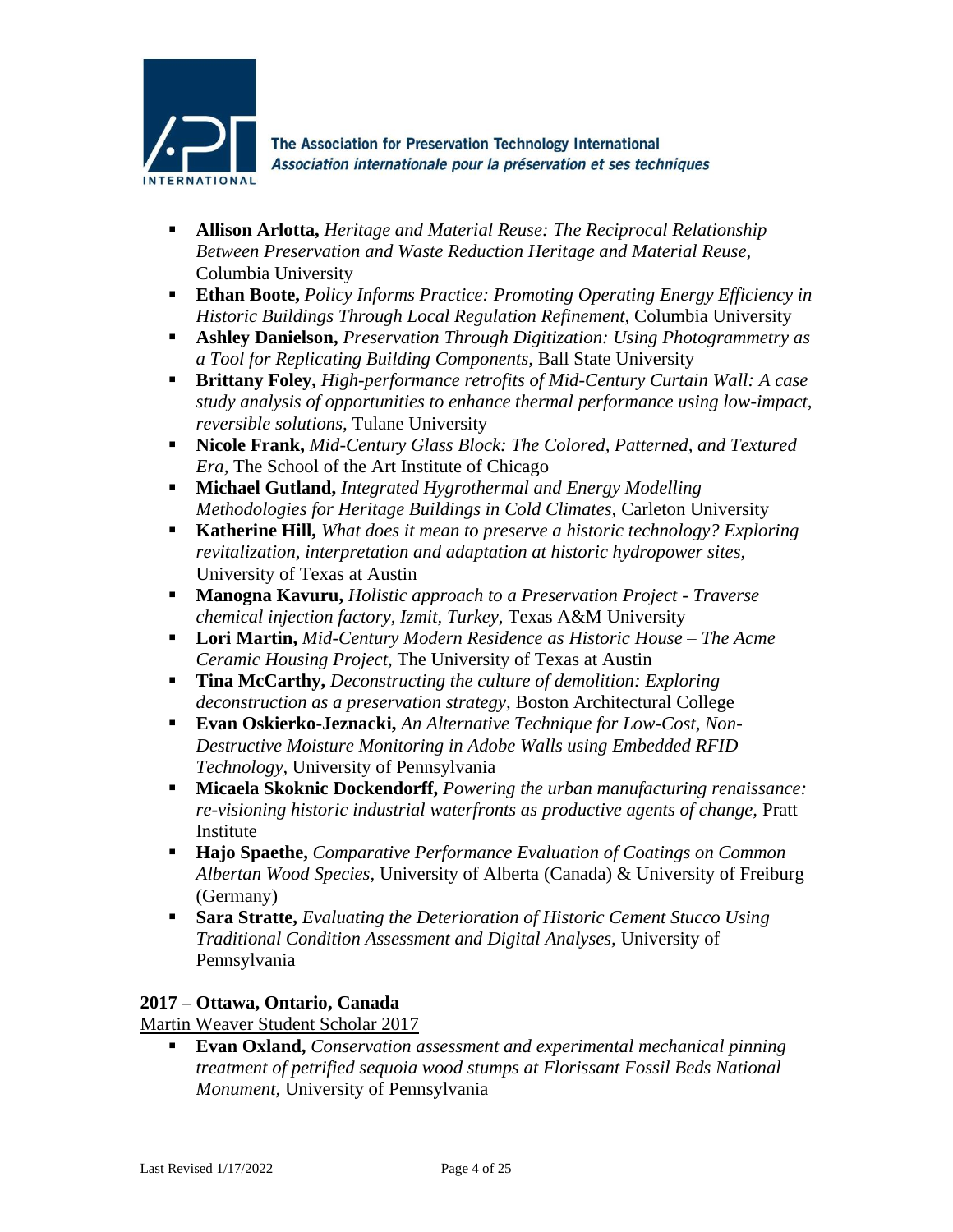- **Allison Arlotta,** *Heritage and Material Reuse: The Reciprocal Relationship Between Preservation and Waste Reduction Heritage and Material Reuse,* Columbia University
- **Ethan Boote,** *Policy Informs Practice: Promoting Operating Energy Efficiency in Historic Buildings Through Local Regulation Refinement,* Columbia University
- **Ashley Danielson,** *Preservation Through Digitization: Using Photogrammetry as a Tool for Replicating Building Components,* Ball State University
- **Brittany Foley,** *High-performance retrofits of Mid-Century Curtain Wall: A case study analysis of opportunities to enhance thermal performance using low-impact, reversible solutions,* Tulane University
- **Nicole Frank,** *Mid-Century Glass Block: The Colored, Patterned, and Textured Era,* The School of the Art Institute of Chicago
- **Michael Gutland,** *Integrated Hygrothermal and Energy Modelling Methodologies for Heritage Buildings in Cold Climates,* Carleton University
- **Katherine Hill,** *What does it mean to preserve a historic technology? Exploring revitalization, interpretation and adaptation at historic hydropower sites,* University of Texas at Austin
- **Manogna Kavuru,** *Holistic approach to a Preservation Project - Traverse chemical injection factory, Izmit, Turkey,* Texas A&M University
- **Lori Martin,** *Mid-Century Modern Residence as Historic House – The Acme Ceramic Housing Project,* The University of Texas at Austin
- **Tina McCarthy,** *Deconstructing the culture of demolition: Exploring deconstruction as a preservation strategy,* Boston Architectural College
- **Evan Oskierko-Jeznacki,** *An Alternative Technique for Low-Cost, Non-Destructive Moisture Monitoring in Adobe Walls using Embedded RFID Technology,* University of Pennsylvania
- **Micaela Skoknic Dockendorff,** *Powering the urban manufacturing renaissance: re-visioning historic industrial waterfronts as productive agents of change,* Pratt Institute
- **Hajo Spaethe,** *Comparative Performance Evaluation of Coatings on Common Albertan Wood Species,* University of Alberta (Canada) & University of Freiburg (Germany)
- **Sara Stratte,** *Evaluating the Deterioration of Historic Cement Stucco Using Traditional Condition Assessment and Digital Analyses,* University of Pennsylvania

### 2017 – Ottawa, Ontario, Canada

Martin Weaver Student Scholar 2017

- **Evan Oxland,** *Conservation assessment and experimental mechanical pinning treatment of petrified sequoia wood stumps at Florissant Fossil Beds National Monument,* University of Pennsylvania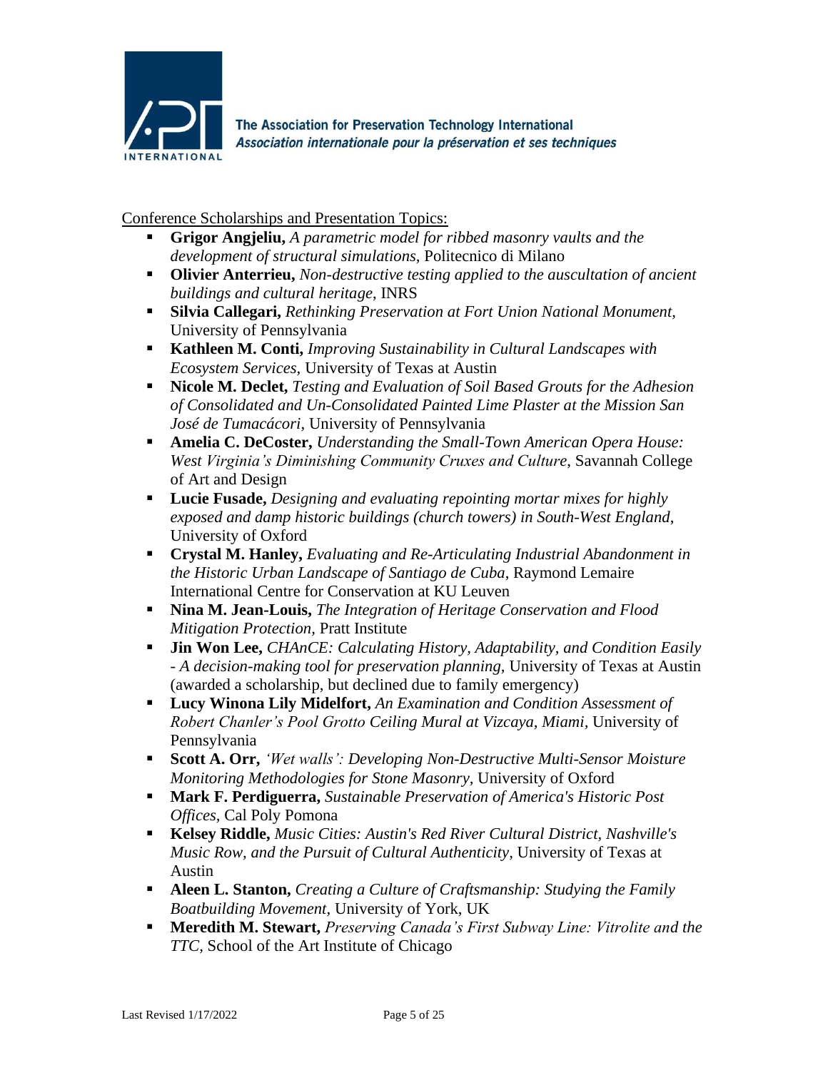Conference Scholarships and Presentation Topics:

- **Grigor Angjeliu,** *A parametric model for ribbed masonry vaults and the development of structural simulations,* Politecnico di Milano
- **Olivier Anterrieu,** *Non-destructive testing applied to the auscultation of ancient buildings and cultural heritage*, INRS
- **Silvia Callegari,** *Rethinking Preservation at Fort Union National Monument,* University of Pennsylvania
- **Kathleen M. Conti,** *Improving Sustainability in Cultural Landscapes with Ecosystem Services,* University of Texas at Austin
- **Nicole M. Declet,** *Testing and Evaluation of Soil Based Grouts for the Adhesion of Consolidated and Un-Consolidated Painted Lime Plaster at the Mission San José de Tumacácori,* University of Pennsylvania
- **Amelia C. DeCoster,** *Understanding the Small-Town American Opera House: West Virginia's Diminishing Community Cruxes and Culture*, Savannah College of Art and Design
- **Lucie Fusade,** *Designing and evaluating repointing mortar mixes for highly exposed and damp historic buildings (church towers) in South-West England*, University of Oxford
- **Crystal M. Hanley,** *Evaluating and Re-Articulating Industrial Abandonment in the Historic Urban Landscape of Santiago de Cuba,* Raymond Lemaire International Centre for Conservation at KU Leuven
- **Nina M. Jean-Louis,** *The Integration of Heritage Conservation and Flood Mitigation Protection,* Pratt Institute
- **Jin Won Lee,** *CHAnCE: Calculating History, Adaptability, and Condition Easily - A decision-making tool for preservation planning,* University of Texas at Austin (awarded a scholarship, but declined due to family emergency)
- **Lucy Winona Lily Midelfort,** *An Examination and Condition Assessment of Robert Chanler's Pool Grotto Ceiling Mural at Vizcaya, Miami,* University of Pennsylvania
- **Scott A. Orr,** *'Wet walls': Developing Non-Destructive Multi-Sensor Moisture Monitoring Methodologies for Stone Masonry,* University of Oxford
- **Mark F. Perdiguerra,** *Sustainable Preservation of America's Historic Post Offices,* Cal Poly Pomona
- **Kelsey Riddle,** *Music Cities: Austin's Red River Cultural District, Nashville's Music Row, and the Pursuit of Cultural Authenticity,* University of Texas at Austin
- **Aleen L. Stanton,** *Creating a Culture of Craftsmanship: Studying the Family Boatbuilding Movement,* University of York, UK
- **Meredith M. Stewart,** *Preserving Canada's First Subway Line: Vitrolite and the TTC,* School of the Art Institute of Chicago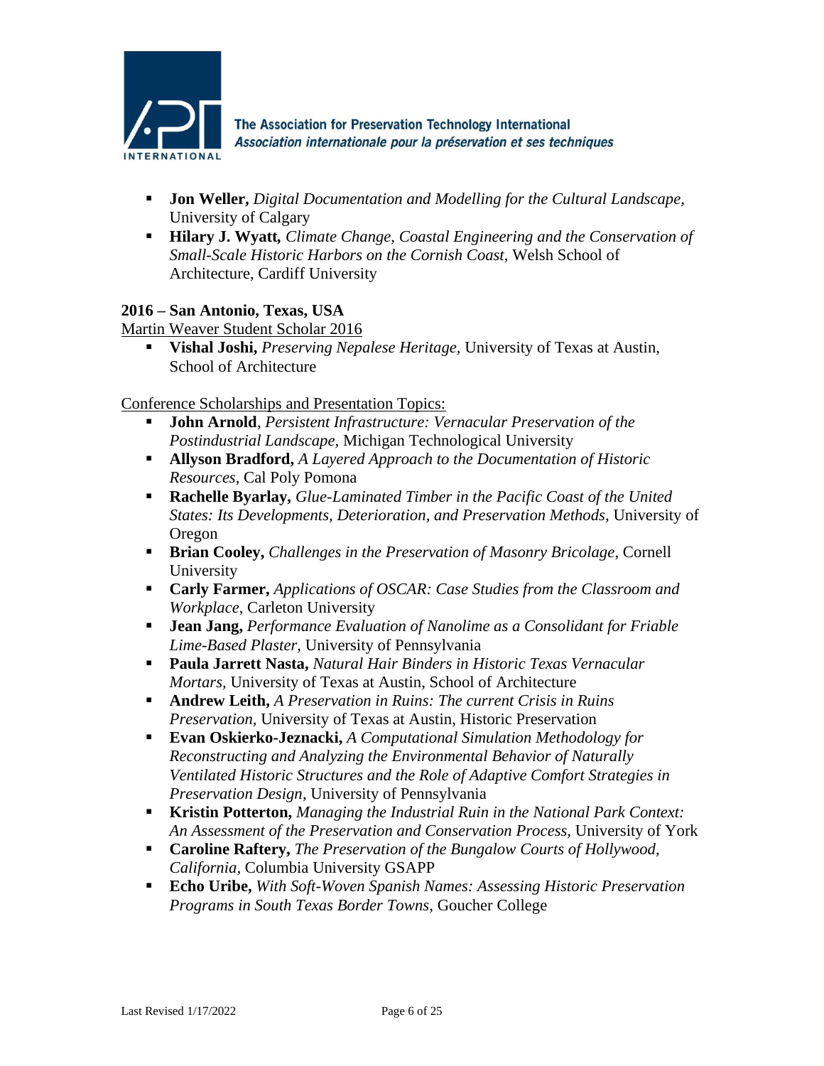- **Jon Weller,** *Digital Documentation and Modelling for the Cultural Landscape,* University of Calgary
- **Hilary J. Wyatt,** *Climate Change, Coastal Engineering and the Conservation of Small-Scale Historic Harbors on the Cornish Coast,* Welsh School of Architecture, Cardiff University

**2016 – San Antonio, Texas, USA**

<u>Martin Weaver Student Scholar 2016</u>

- **Vishal Joshi,** *Preserving Nepalese Heritage,* University of Texas at Austin, School of Architecture

<u>Conference Scholarships and Presentation Topics:</u>

- **John Arnold**, *Persistent Infrastructure: Vernacular Preservation of the Postindustrial Landscape*, Michigan Technological University
- **Allyson Bradford,** *A Layered Approach to the Documentation of Historic Resources,* Cal Poly Pomona
- **Rachelle Byarlay,** *Glue-Laminated Timber in the Pacific Coast of the United States: Its Developments, Deterioration, and Preservation Methods*, University of Oregon
- **Brian Cooley,** *Challenges in the Preservation of Masonry Bricolage*, Cornell University
- **Carly Farmer,** *Applications of OSCAR: Case Studies from the Classroom and Workplace*, Carleton University
- **Jean Jang,** *Performance Evaluation of Nanolime as a Consolidant for Friable Lime-Based Plaster,* University of Pennsylvania
- **Paula Jarrett Nasta,** *Natural Hair Binders in Historic Texas Vernacular Mortars,* University of Texas at Austin, School of Architecture
- **Andrew Leith,** *A Preservation in Ruins: The current Crisis in Ruins Preservation,* University of Texas at Austin, Historic Preservation
- **Evan Oskierko-Jeznacki,** *A Computational Simulation Methodology for Reconstructing and Analyzing the Environmental Behavior of Naturally Ventilated Historic Structures and the Role of Adaptive Comfort Strategies in Preservation Design*, University of Pennsylvania
- **Kristin Potterton,** *Managing the Industrial Ruin in the National Park Context: An Assessment of the Preservation and Conservation Process,* University of York
- **Caroline Raftery,** *The Preservation of the Bungalow Courts of Hollywood, California,* Columbia University GSAPP
- **Echo Uribe,** *With Soft-Woven Spanish Names: Assessing Historic Preservation Programs in South Texas Border Towns,* Goucher College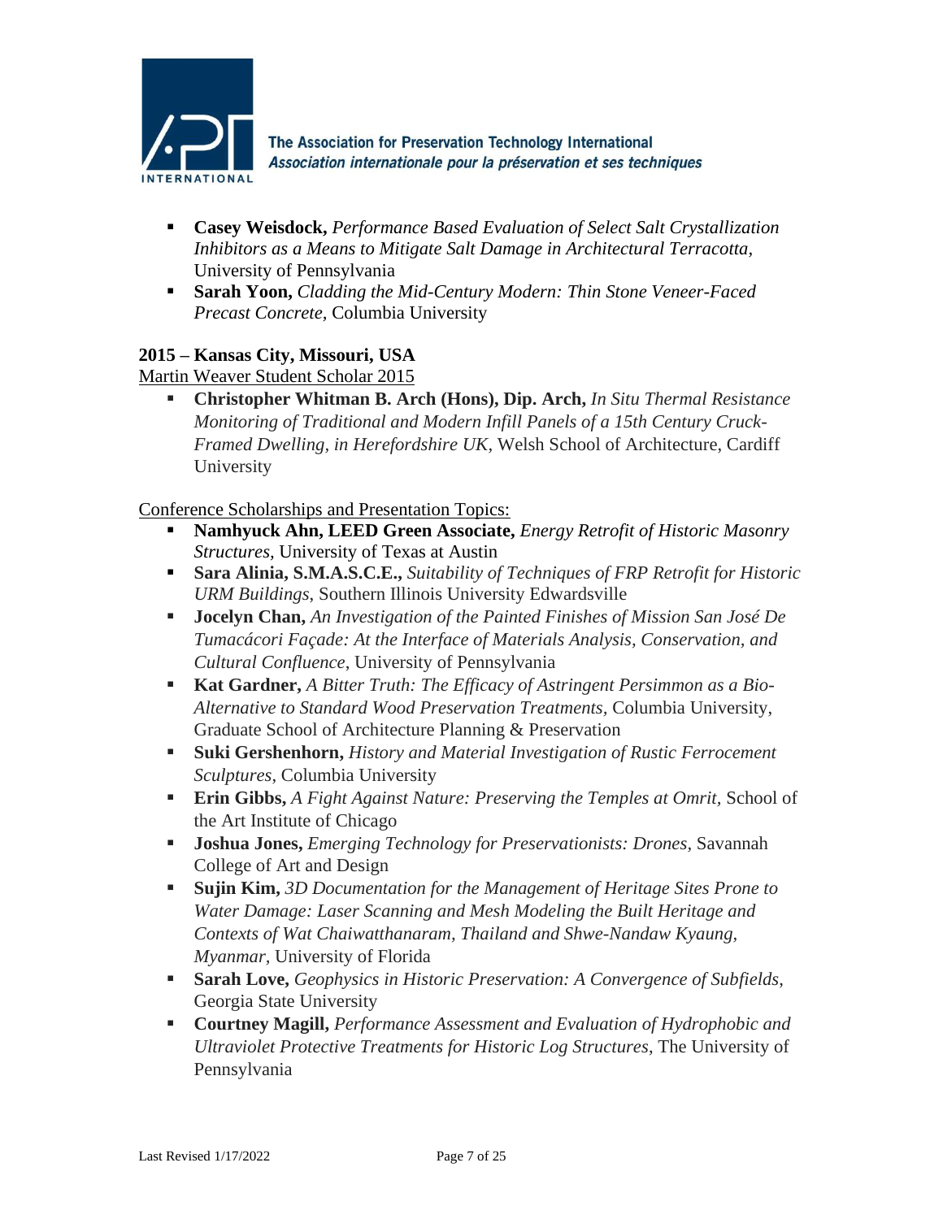- **Casey Weisdock,** *Performance Based Evaluation of Select Salt Crystallization Inhibitors as a Means to Mitigate Salt Damage in Architectural Terracotta*, University of Pennsylvania
- **Sarah Yoon,** *Cladding the Mid-Century Modern: Thin Stone Veneer-Faced Precast Concrete*, Columbia University

**2015 – Kansas City, Missouri, USA**

Martin Weaver Student Scholar 2015

- **Christopher Whitman B. Arch (Hons), Dip. Arch,** *In Situ Thermal Resistance Monitoring of Traditional and Modern Infill Panels of a 15th Century Cruck-Framed Dwelling, in Herefordshire UK*, Welsh School of Architecture, Cardiff University

Conference Scholarships and Presentation Topics:

- **Namhyuck Ahn, LEED Green Associate,** *Energy Retrofit of Historic Masonry Structures*, University of Texas at Austin
- **Sara Alinia, S.M.A.S.C.E.,** *Suitability of Techniques of FRP Retrofit for Historic URM Buildings*, Southern Illinois University Edwardsville
- **Jocelyn Chan,** *An Investigation of the Painted Finishes of Mission San José De Tumacácori Façade: At the Interface of Materials Analysis, Conservation, and Cultural Confluence*, University of Pennsylvania
- **Kat Gardner,** *A Bitter Truth: The Efficacy of Astringent Persimmon as a Bio-Alternative to Standard Wood Preservation Treatments*, Columbia University, Graduate School of Architecture Planning & Preservation
- **Suki Gershenhorn,** *History and Material Investigation of Rustic Ferrocement Sculptures*, Columbia University
- **Erin Gibbs,** *A Fight Against Nature: Preserving the Temples at Omrit*, School of the Art Institute of Chicago
- **Joshua Jones,** *Emerging Technology for Preservationists: Drones*, Savannah College of Art and Design
- **Sujin Kim,** *3D Documentation for the Management of Heritage Sites Prone to Water Damage: Laser Scanning and Mesh Modeling the Built Heritage and Contexts of Wat Chaiwatthanaram, Thailand and Shwe-Nandaw Kyaung, Myanmar*, University of Florida
- **Sarah Love,** *Geophysics in Historic Preservation: A Convergence of Subfields*, Georgia State University
- **Courtney Magill,** *Performance Assessment and Evaluation of Hydrophobic and Ultraviolet Protective Treatments for Historic Log Structures*, The University of Pennsylvania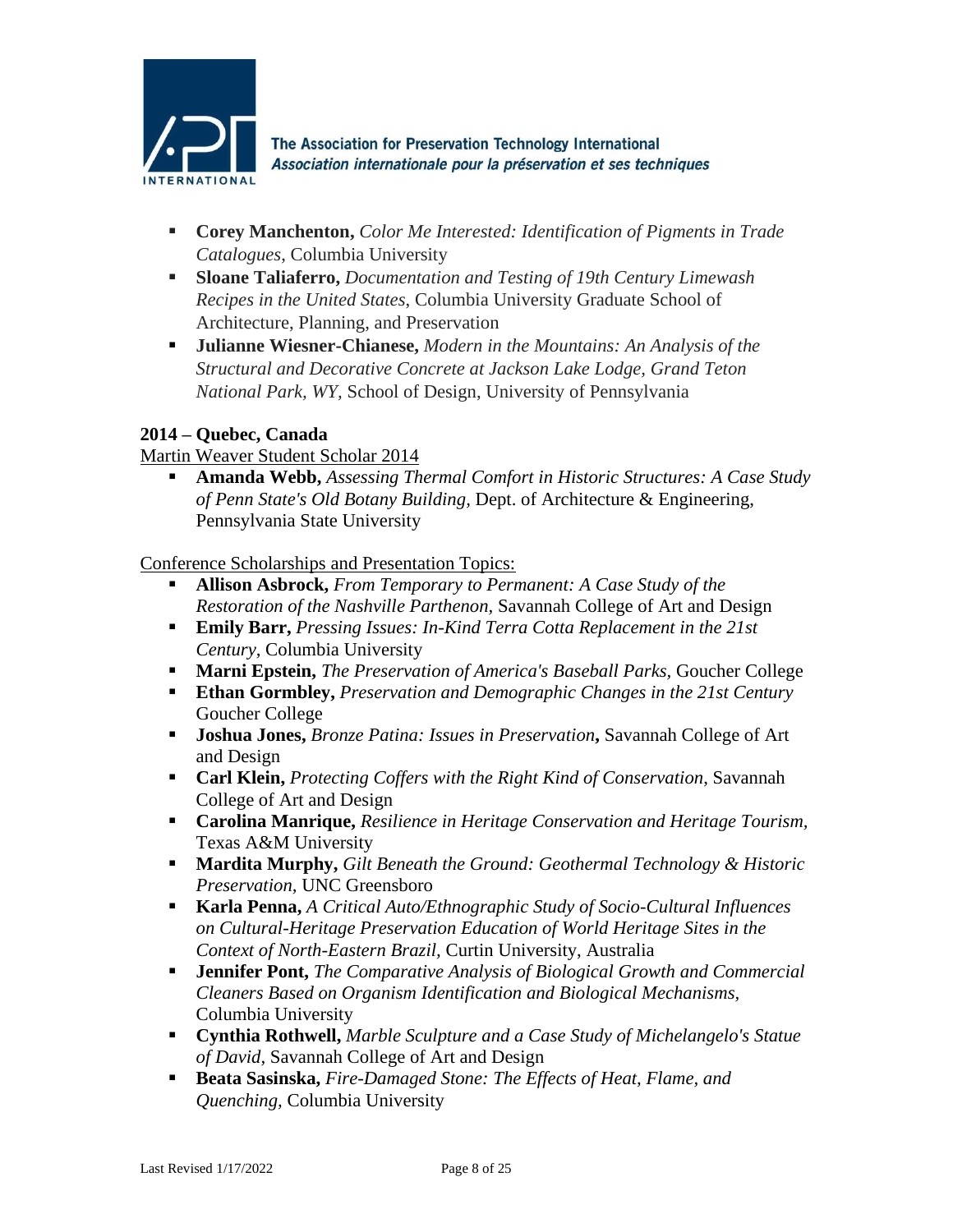- **Corey Manchenton,** *Color Me Interested: Identification of Pigments in Trade Catalogues*, Columbia University
- **Sloane Taliaferro,** *Documentation and Testing of 19th Century Limewash Recipes in the United States*, Columbia University Graduate School of Architecture, Planning, and Preservation
- **Julianne Wiesner-Chianese,** *Modern in the Mountains: An Analysis of the Structural and Decorative Concrete at Jackson Lake Lodge, Grand Teton National Park, WY,* School of Design, University of Pennsylvania

### 2014 – Quebec, Canada

Martin Weaver Student Scholar 2014

- **Amanda Webb,** *Assessing Thermal Comfort in Historic Structures: A Case Study of Penn State's Old Botany Building*, Dept. of Architecture & Engineering, Pennsylvania State University

Conference Scholarships and Presentation Topics:

- **Allison Asbrock,** *From Temporary to Permanent: A Case Study of the Restoration of the Nashville Parthenon,* Savannah College of Art and Design
- **Emily Barr,** *Pressing Issues: In-Kind Terra Cotta Replacement in the 21st Century*, Columbia University
- **Marni Epstein,** *The Preservation of America's Baseball Parks,* Goucher College
- **Ethan Gormbley,** *Preservation and Demographic Changes in the 21st Century* Goucher College
- **Joshua Jones,** *Bronze Patina: Issues in Preservation***,** Savannah College of Art and Design
- **Carl Klein,** *Protecting Coffers with the Right Kind of Conservation*, Savannah College of Art and Design
- **Carolina Manrique,** *Resilience in Heritage Conservation and Heritage Tourism,* Texas A&M University
- **Mardita Murphy,** *Gilt Beneath the Ground: Geothermal Technology & Historic Preservation*, UNC Greensboro
- **Karla Penna,** *A Critical Auto/Ethnographic Study of Socio-Cultural Influences on Cultural-Heritage Preservation Education of World Heritage Sites in the Context of North-Eastern Brazil,* Curtin University, Australia
- **Jennifer Pont,** *The Comparative Analysis of Biological Growth and Commercial Cleaners Based on Organism Identification and Biological Mechanisms,* Columbia University
- **Cynthia Rothwell,** *Marble Sculpture and a Case Study of Michelangelo's Statue of David,* Savannah College of Art and Design
- **Beata Sasinska,** *Fire-Damaged Stone: The Effects of Heat, Flame, and Quenching,* Columbia University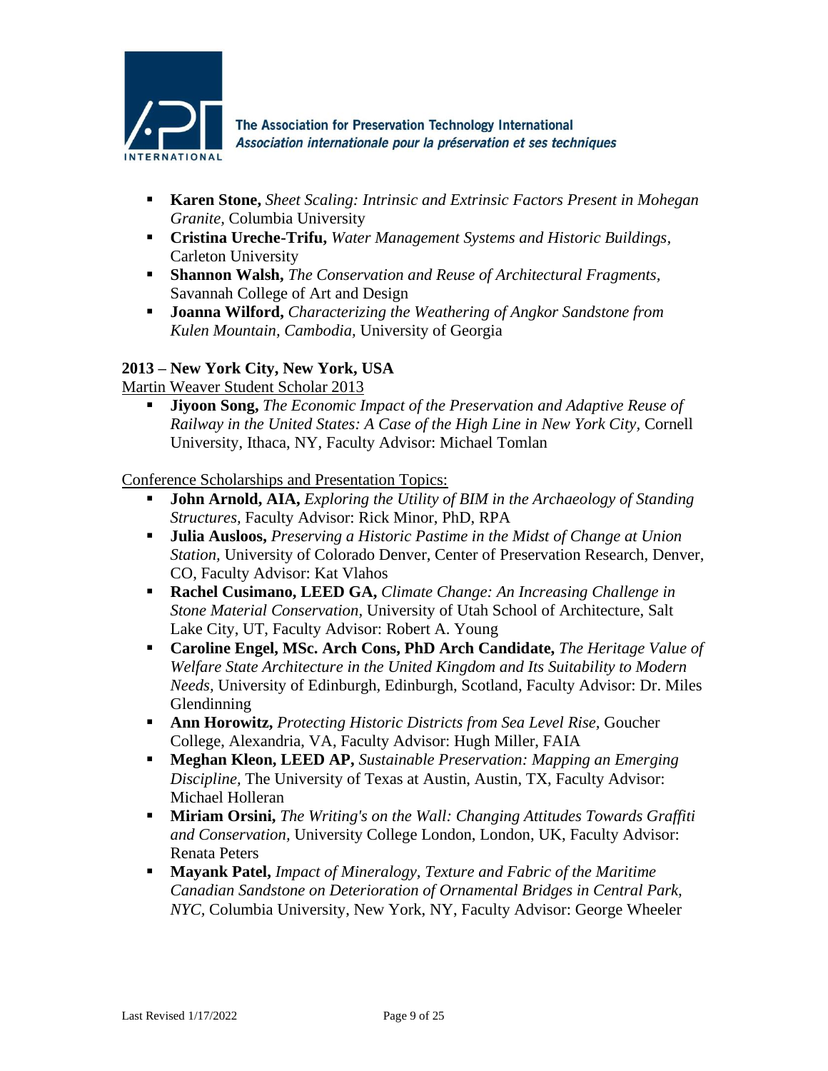- **Karen Stone,** *Sheet Scaling: Intrinsic and Extrinsic Factors Present in Mohegan Granite,* Columbia University
- **Cristina Ureche-Trifu,** *Water Management Systems and Historic Buildings,* Carleton University
- **Shannon Walsh,** *The Conservation and Reuse of Architectural Fragments,* Savannah College of Art and Design
- **Joanna Wilford,** *Characterizing the Weathering of Angkor Sandstone from Kulen Mountain, Cambodia,* University of Georgia

**2013 – New York City, New York, USA**

Martin Weaver Student Scholar 2013

- **Jiyoon Song,** *The Economic Impact of the Preservation and Adaptive Reuse of Railway in the United States: A Case of the High Line in New York City,* Cornell University, Ithaca, NY, Faculty Advisor: Michael Tomlan

Conference Scholarships and Presentation Topics:

- **John Arnold, AIA,** *Exploring the Utility of BIM in the Archaeology of Standing Structures,* Faculty Advisor: Rick Minor, PhD, RPA
- **Julia Ausloos,** *Preserving a Historic Pastime in the Midst of Change at Union Station,* University of Colorado Denver, Center of Preservation Research, Denver, CO, Faculty Advisor: Kat Vlahos
- **Rachel Cusimano, LEED GA,** *Climate Change: An Increasing Challenge in Stone Material Conservation,* University of Utah School of Architecture, Salt Lake City, UT, Faculty Advisor: Robert A. Young
- **Caroline Engel, MSc. Arch Cons, PhD Arch Candidate,** *The Heritage Value of Welfare State Architecture in the United Kingdom and Its Suitability to Modern Needs,* University of Edinburgh, Edinburgh, Scotland, Faculty Advisor: Dr. Miles Glendinning
- **Ann Horowitz,** *Protecting Historic Districts from Sea Level Rise,* Goucher College, Alexandria, VA, Faculty Advisor: Hugh Miller, FAIA
- **Meghan Kleon, LEED AP,** *Sustainable Preservation: Mapping an Emerging Discipline,* The University of Texas at Austin, Austin, TX, Faculty Advisor: Michael Holleran
- **Miriam Orsini,** *The Writing's on the Wall: Changing Attitudes Towards Graffiti and Conservation,* University College London, London, UK, Faculty Advisor: Renata Peters
- **Mayank Patel,** *Impact of Mineralogy, Texture and Fabric of the Maritime Canadian Sandstone on Deterioration of Ornamental Bridges in Central Park, NYC,* Columbia University, New York, NY, Faculty Advisor: George Wheeler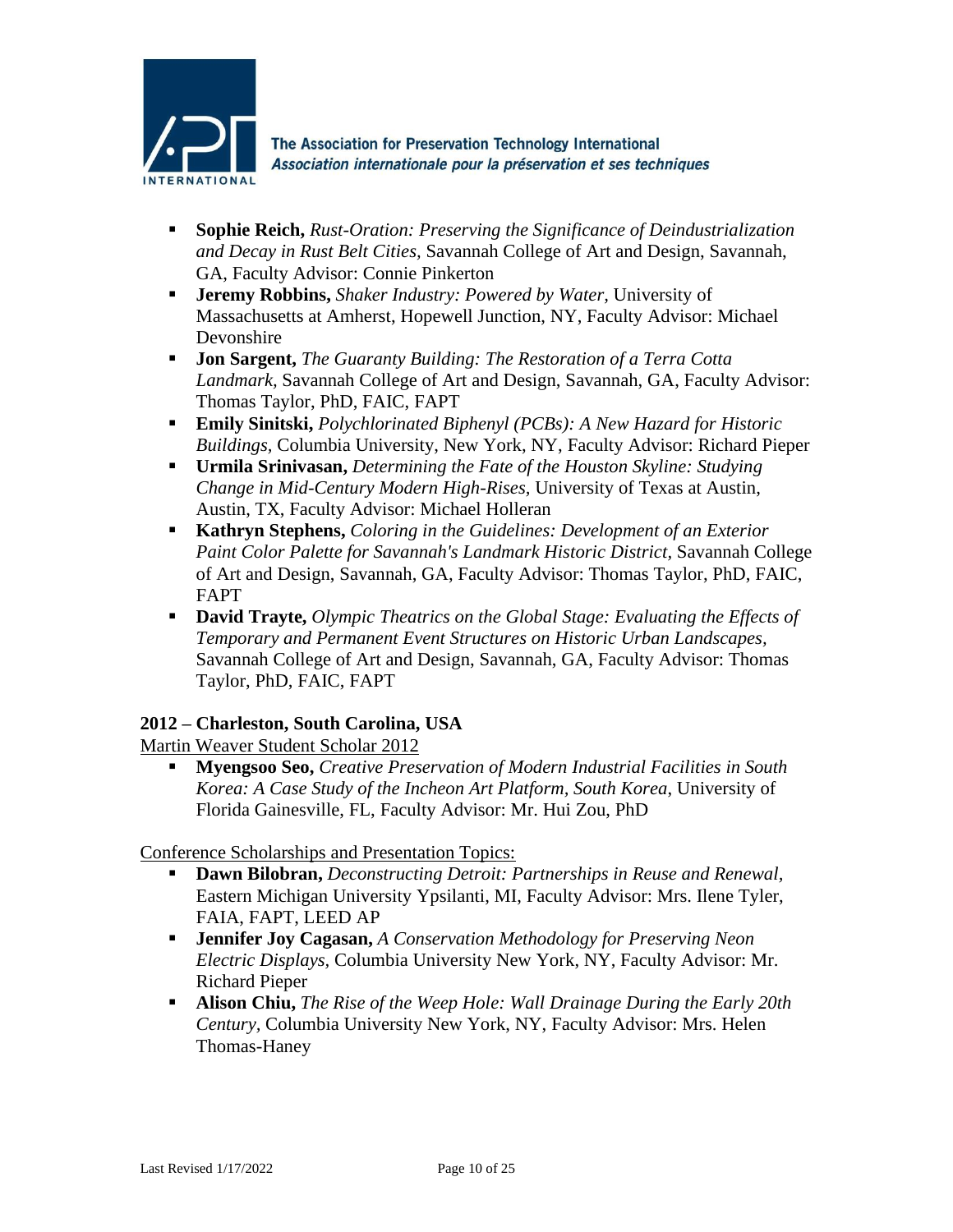- **Sophie Reich,** *Rust-Oration: Preserving the Significance of Deindustrialization and Decay in Rust Belt Cities,* Savannah College of Art and Design, Savannah, GA, Faculty Advisor: Connie Pinkerton
- **Jeremy Robbins,** *Shaker Industry: Powered by Water,* University of Massachusetts at Amherst, Hopewell Junction, NY, Faculty Advisor: Michael Devonshire
- **Jon Sargent,** *The Guaranty Building: The Restoration of a Terra Cotta Landmark,* Savannah College of Art and Design, Savannah, GA, Faculty Advisor: Thomas Taylor, PhD, FAIC, FAPT
- **Emily Sinitski,** *Polychlorinated Biphenyl (PCBs): A New Hazard for Historic Buildings,* Columbia University, New York, NY, Faculty Advisor: Richard Pieper
- **Urmila Srinivasan,** *Determining the Fate of the Houston Skyline: Studying Change in Mid-Century Modern High-Rises,* University of Texas at Austin, Austin, TX, Faculty Advisor: Michael Holleran
- **Kathryn Stephens,** *Coloring in the Guidelines: Development of an Exterior Paint Color Palette for Savannah's Landmark Historic District,* Savannah College of Art and Design, Savannah, GA, Faculty Advisor: Thomas Taylor, PhD, FAIC, FAPT
- **David Trayte,** *Olympic Theatrics on the Global Stage: Evaluating the Effects of Temporary and Permanent Event Structures on Historic Urban Landscapes,* Savannah College of Art and Design, Savannah, GA, Faculty Advisor: Thomas Taylor, PhD, FAIC, FAPT

### 2012 – Charleston, South Carolina, USA

Martin Weaver Student Scholar 2012

- **Myengsoo Seo,** *Creative Preservation of Modern Industrial Facilities in South Korea: A Case Study of the Incheon Art Platform, South Korea,* University of Florida Gainesville, FL, Faculty Advisor: Mr. Hui Zou, PhD

Conference Scholarships and Presentation Topics:

- **Dawn Bilobran,** *Deconstructing Detroit: Partnerships in Reuse and Renewal,* Eastern Michigan University Ypsilanti, MI, Faculty Advisor: Mrs. Ilene Tyler, FAIA, FAPT, LEED AP
- **Jennifer Joy Cagasan,** *A Conservation Methodology for Preserving Neon Electric Displays,* Columbia University New York, NY, Faculty Advisor: Mr. Richard Pieper
- **Alison Chiu,** *The Rise of the Weep Hole: Wall Drainage During the Early 20th Century,* Columbia University New York, NY, Faculty Advisor: Mrs. Helen Thomas-Haney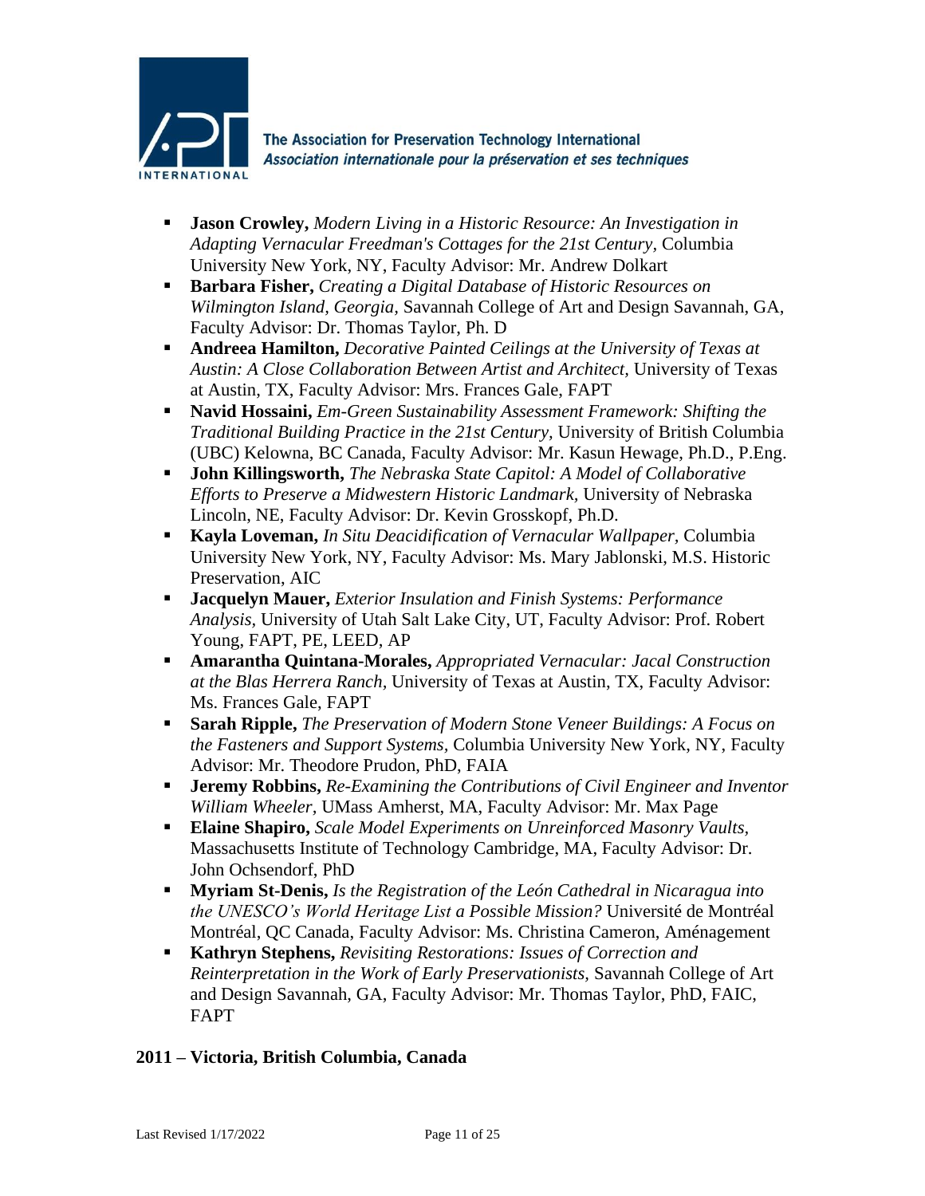- **Jason Crowley,** *Modern Living in a Historic Resource: An Investigation in Adapting Vernacular Freedman's Cottages for the 21st Century,* Columbia University New York, NY, Faculty Advisor: Mr. Andrew Dolkart
- **Barbara Fisher,** *Creating a Digital Database of Historic Resources on Wilmington Island, Georgia,* Savannah College of Art and Design Savannah, GA, Faculty Advisor: Dr. Thomas Taylor, Ph. D
- **Andreea Hamilton,** *Decorative Painted Ceilings at the University of Texas at Austin: A Close Collaboration Between Artist and Architect,* University of Texas at Austin, TX, Faculty Advisor: Mrs. Frances Gale, FAPT
- **Navid Hossaini,** *Em-Green Sustainability Assessment Framework: Shifting the Traditional Building Practice in the 21st Century,* University of British Columbia (UBC) Kelowna, BC Canada, Faculty Advisor: Mr. Kasun Hewage, Ph.D., P.Eng.
- **John Killingsworth,** *The Nebraska State Capitol: A Model of Collaborative Efforts to Preserve a Midwestern Historic Landmark,* University of Nebraska Lincoln, NE, Faculty Advisor: Dr. Kevin Grosskopf, Ph.D.
- **Kayla Loveman,** *In Situ Deacidification of Vernacular Wallpaper,* Columbia University New York, NY, Faculty Advisor: Ms. Mary Jablonski, M.S. Historic Preservation, AIC
- **Jacquelyn Mauer,** *Exterior Insulation and Finish Systems: Performance Analysis,* University of Utah Salt Lake City, UT, Faculty Advisor: Prof. Robert Young, FAPT, PE, LEED, AP
- **Amarantha Quintana-Morales,** *Appropriated Vernacular: Jacal Construction at the Blas Herrera Ranch,* University of Texas at Austin, TX, Faculty Advisor: Ms. Frances Gale, FAPT
- **Sarah Ripple,** *The Preservation of Modern Stone Veneer Buildings: A Focus on the Fasteners and Support Systems,* Columbia University New York, NY, Faculty Advisor: Mr. Theodore Prudon, PhD, FAIA
- **Jeremy Robbins,** *Re-Examining the Contributions of Civil Engineer and Inventor William Wheeler,* UMass Amherst, MA, Faculty Advisor: Mr. Max Page
- **Elaine Shapiro,** *Scale Model Experiments on Unreinforced Masonry Vaults,* Massachusetts Institute of Technology Cambridge, MA, Faculty Advisor: Dr. John Ochsendorf, PhD
- **Myriam St-Denis,** *Is the Registration of the León Cathedral in Nicaragua into the UNESCO's World Heritage List a Possible Mission?* Université de Montréal Montréal, QC Canada, Faculty Advisor: Ms. Christina Cameron, Aménagement
- **Kathryn Stephens,** *Revisiting Restorations: Issues of Correction and Reinterpretation in the Work of Early Preservationists,* Savannah College of Art and Design Savannah, GA, Faculty Advisor: Mr. Thomas Taylor, PhD, FAIC, FAPT

## 2011 – Victoria, British Columbia, Canada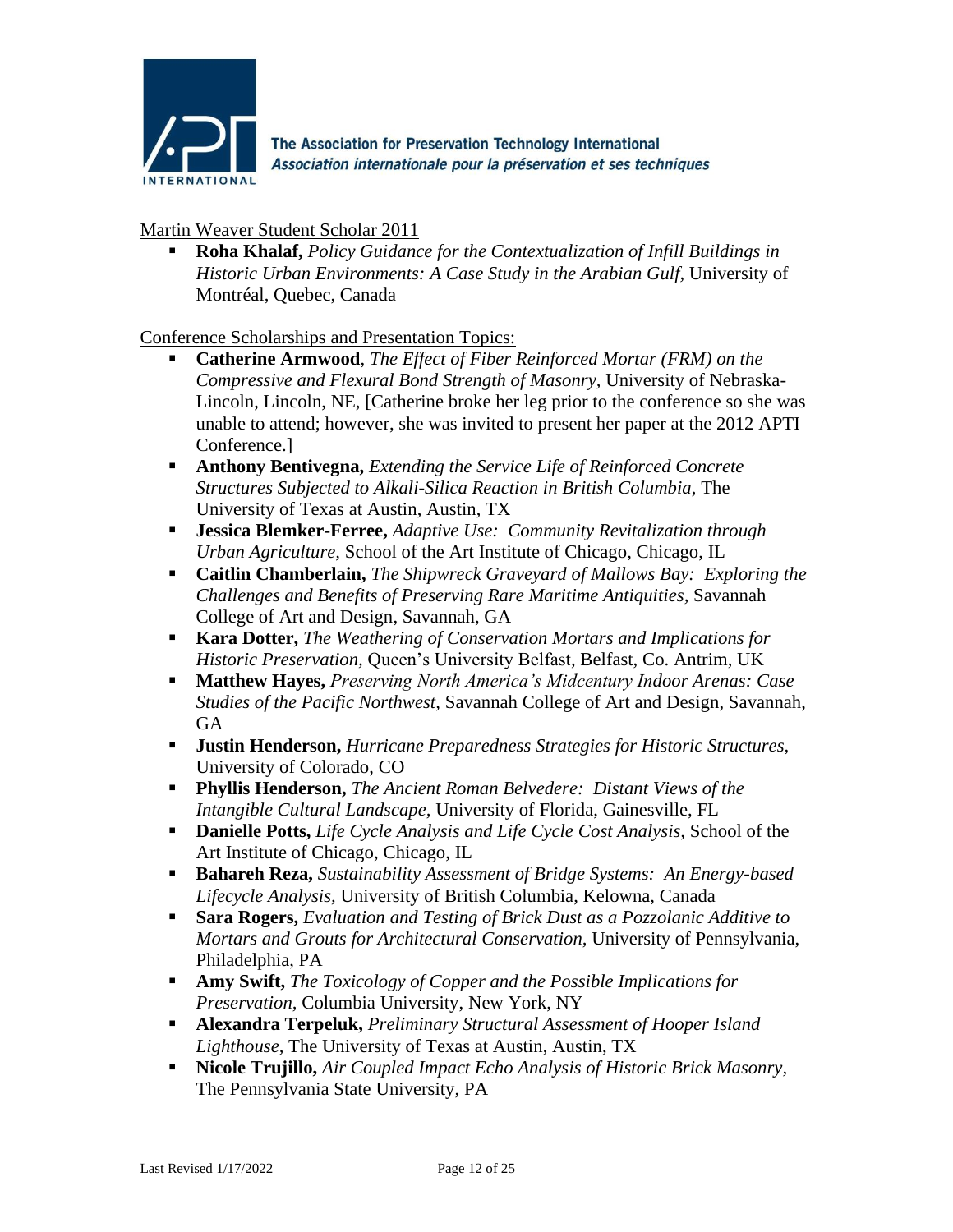The Association for Preservation Technology International
*Association internationale pour la préservation et ses techniques*

Martin Weaver Student Scholar 2011

- **Roha Khalaf,** *Policy Guidance for the Contextualization of Infill Buildings in Historic Urban Environments: A Case Study in the Arabian Gulf,* University of Montréal, Quebec, Canada

Conference Scholarships and Presentation Topics:

- **Catherine Armwood**, *The Effect of Fiber Reinforced Mortar (FRM) on the Compressive and Flexural Bond Strength of Masonry,* University of Nebraska-Lincoln, Lincoln, NE, [Catherine broke her leg prior to the conference so she was unable to attend; however, she was invited to present her paper at the 2012 APTI Conference.]
- **Anthony Bentivegna,** *Extending the Service Life of Reinforced Concrete Structures Subjected to Alkali-Silica Reaction in British Columbia,* The University of Texas at Austin, Austin, TX
- **Jessica Blemker-Ferree,** *Adaptive Use: Community Revitalization through Urban Agriculture,* School of the Art Institute of Chicago, Chicago, IL
- **Caitlin Chamberlain,** *The Shipwreck Graveyard of Mallows Bay: Exploring the Challenges and Benefits of Preserving Rare Maritime Antiquities,* Savannah College of Art and Design, Savannah, GA
- **Kara Dotter,** *The Weathering of Conservation Mortars and Implications for Historic Preservation,* Queen's University Belfast, Belfast, Co. Antrim, UK
- **Matthew Hayes,** *Preserving North America's Midcentury Indoor Arenas: Case Studies of the Pacific Northwest,* Savannah College of Art and Design, Savannah, GA
- **Justin Henderson,** *Hurricane Preparedness Strategies for Historic Structures,* University of Colorado, CO
- **Phyllis Henderson,** *The Ancient Roman Belvedere: Distant Views of the Intangible Cultural Landscape,* University of Florida, Gainesville, FL
- **Danielle Potts,** *Life Cycle Analysis and Life Cycle Cost Analysis,* School of the Art Institute of Chicago, Chicago, IL
- **Bahareh Reza,** *Sustainability Assessment of Bridge Systems: An Energy-based Lifecycle Analysis,* University of British Columbia, Kelowna, Canada
- **Sara Rogers,** *Evaluation and Testing of Brick Dust as a Pozzolanic Additive to Mortars and Grouts for Architectural Conservation,* University of Pennsylvania, Philadelphia, PA
- **Amy Swift,** *The Toxicology of Copper and the Possible Implications for Preservation,* Columbia University, New York, NY
- **Alexandra Terpeluk,** *Preliminary Structural Assessment of Hooper Island Lighthouse,* The University of Texas at Austin, Austin, TX
- **Nicole Trujillo,** *Air Coupled Impact Echo Analysis of Historic Brick Masonry,* The Pennsylvania State University, PA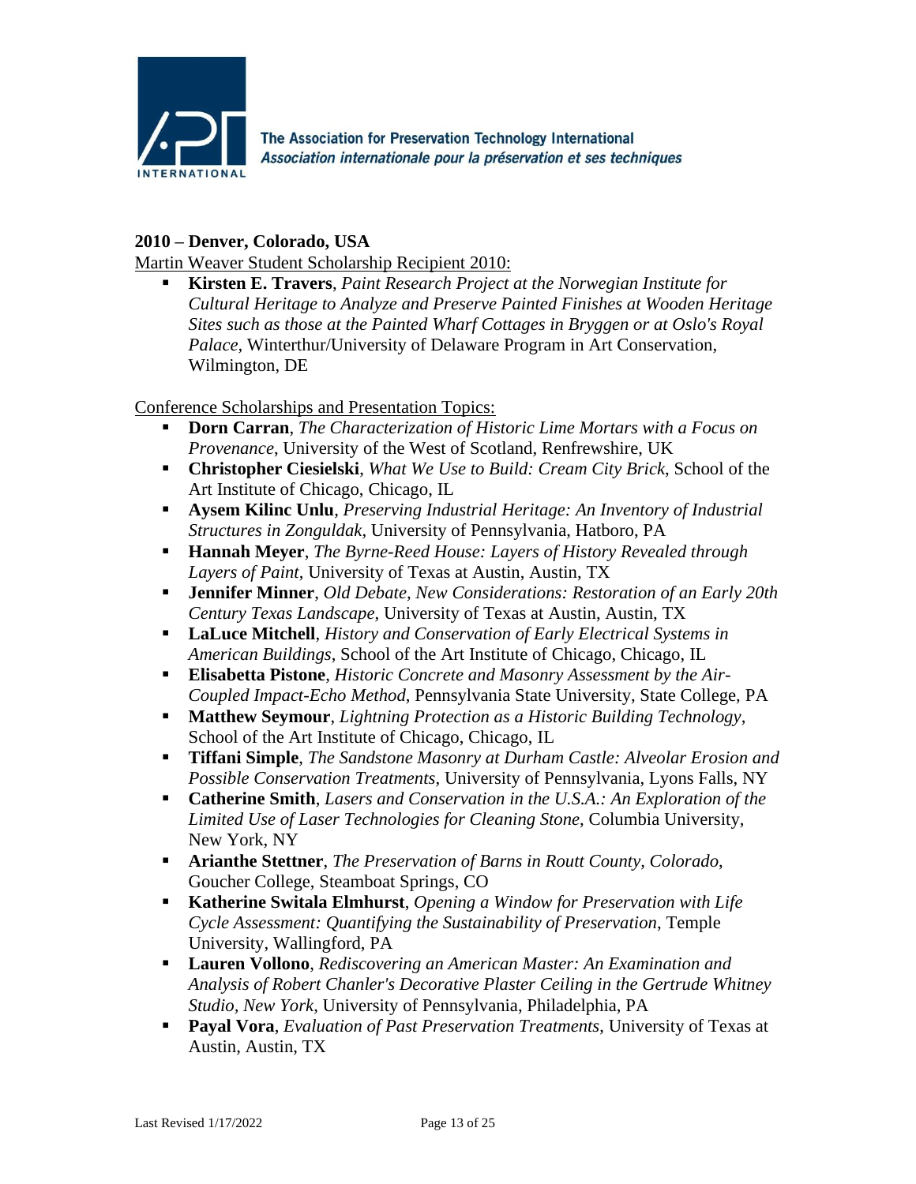## 2010 – Denver, Colorado, USA

Martin Weaver Student Scholarship Recipient 2010:

- **Kirsten E. Travers**, *Paint Research Project at the Norwegian Institute for Cultural Heritage to Analyze and Preserve Painted Finishes at Wooden Heritage Sites such as those at the Painted Wharf Cottages in Bryggen or at Oslo's Royal Palace*, Winterthur/University of Delaware Program in Art Conservation, Wilmington, DE

Conference Scholarships and Presentation Topics:

- **Dorn Carran**, *The Characterization of Historic Lime Mortars with a Focus on Provenance*, University of the West of Scotland, Renfrewshire, UK
- **Christopher Ciesielski**, *What We Use to Build: Cream City Brick*, School of the Art Institute of Chicago, Chicago, IL
- **Aysem Kilinc Unlu**, *Preserving Industrial Heritage: An Inventory of Industrial Structures in Zonguldak*, University of Pennsylvania, Hatboro, PA
- **Hannah Meyer**, *The Byrne-Reed House: Layers of History Revealed through Layers of Paint*, University of Texas at Austin, Austin, TX
- **Jennifer Minner**, *Old Debate, New Considerations: Restoration of an Early 20th Century Texas Landscape*, University of Texas at Austin, Austin, TX
- **LaLuce Mitchell**, *History and Conservation of Early Electrical Systems in American Buildings*, School of the Art Institute of Chicago, Chicago, IL
- **Elisabetta Pistone**, *Historic Concrete and Masonry Assessment by the Air-Coupled Impact-Echo Method*, Pennsylvania State University, State College, PA
- **Matthew Seymour**, *Lightning Protection as a Historic Building Technology*, School of the Art Institute of Chicago, Chicago, IL
- **Tiffani Simple**, *The Sandstone Masonry at Durham Castle: Alveolar Erosion and Possible Conservation Treatments*, University of Pennsylvania, Lyons Falls, NY
- **Catherine Smith**, *Lasers and Conservation in the U.S.A.: An Exploration of the Limited Use of Laser Technologies for Cleaning Stone*, Columbia University, New York, NY
- **Arianthe Stettner**, *The Preservation of Barns in Routt County, Colorado*, Goucher College, Steamboat Springs, CO
- **Katherine Switala Elmhurst**, *Opening a Window for Preservation with Life Cycle Assessment: Quantifying the Sustainability of Preservation*, Temple University, Wallingford, PA
- **Lauren Vollono**, *Rediscovering an American Master: An Examination and Analysis of Robert Chanler's Decorative Plaster Ceiling in the Gertrude Whitney Studio, New York*, University of Pennsylvania, Philadelphia, PA
- **Payal Vora**, *Evaluation of Past Preservation Treatments*, University of Texas at Austin, Austin, TX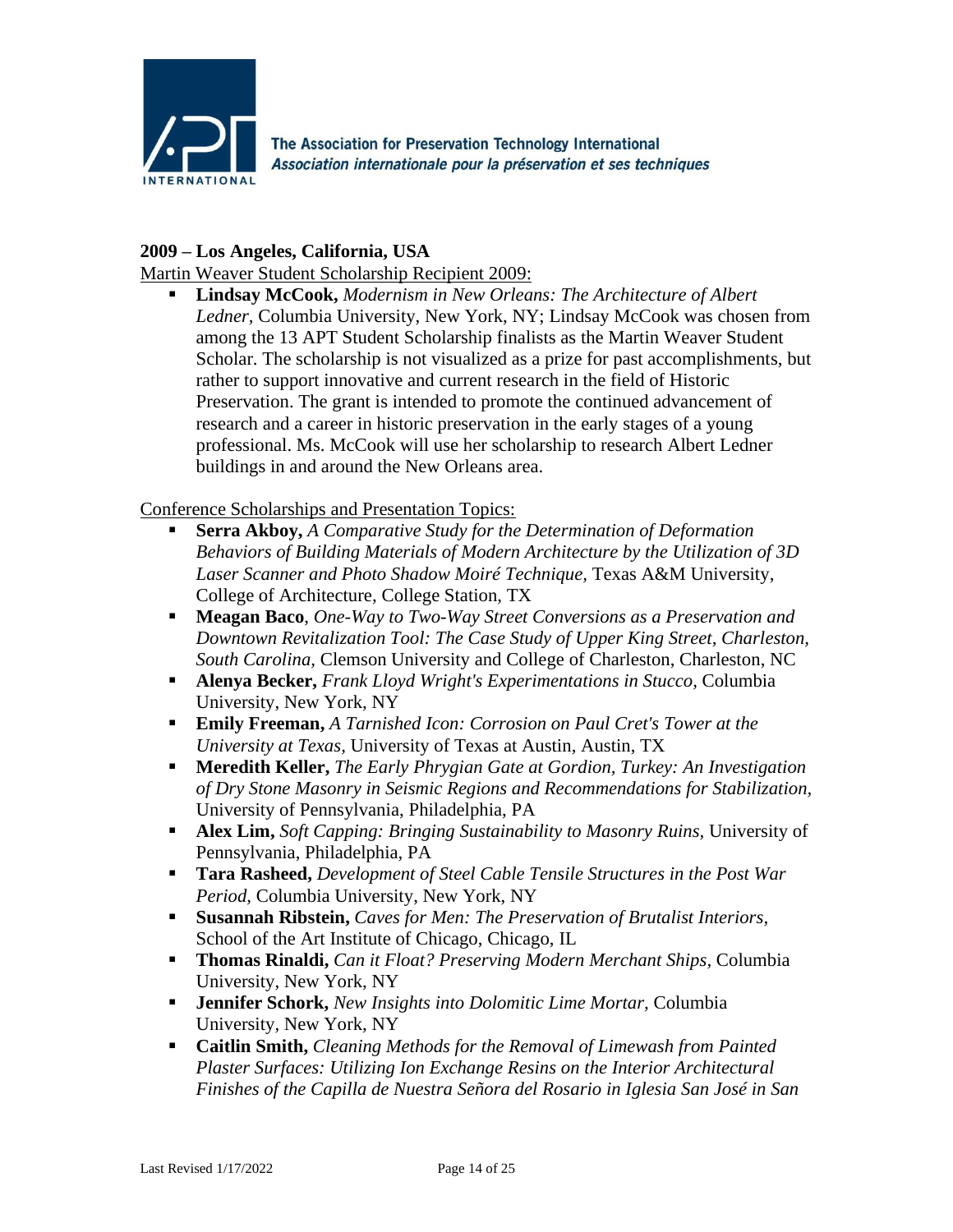The Association for Preservation Technology International
*Association internationale pour la préservation et ses techniques*

**2009 – Los Angeles, California, USA**

Martin Weaver Student Scholarship Recipient 2009:

- **Lindsay McCook,** *Modernism in New Orleans: The Architecture of Albert Ledner,* Columbia University, New York, NY; Lindsay McCook was chosen from among the 13 APT Student Scholarship finalists as the Martin Weaver Student Scholar. The scholarship is not visualized as a prize for past accomplishments, but rather to support innovative and current research in the field of Historic Preservation. The grant is intended to promote the continued advancement of research and a career in historic preservation in the early stages of a young professional. Ms. McCook will use her scholarship to research Albert Ledner buildings in and around the New Orleans area.

Conference Scholarships and Presentation Topics:

- **Serra Akboy,** *A Comparative Study for the Determination of Deformation Behaviors of Building Materials of Modern Architecture by the Utilization of 3D Laser Scanner and Photo Shadow Moiré Technique,* Texas A&M University, College of Architecture, College Station, TX
- **Meagan Baco**, *One-Way to Two-Way Street Conversions as a Preservation and Downtown Revitalization Tool: The Case Study of Upper King Street, Charleston, South Carolina*, Clemson University and College of Charleston, Charleston, NC
- **Alenya Becker,** *Frank Lloyd Wright's Experimentations in Stucco,* Columbia University, New York, NY
- **Emily Freeman,** *A Tarnished Icon: Corrosion on Paul Cret's Tower at the University at Texas,* University of Texas at Austin, Austin, TX
- **Meredith Keller,** *The Early Phrygian Gate at Gordion, Turkey: An Investigation of Dry Stone Masonry in Seismic Regions and Recommendations for Stabilization,* University of Pennsylvania, Philadelphia, PA
- **Alex Lim,** *Soft Capping: Bringing Sustainability to Masonry Ruins,* University of Pennsylvania, Philadelphia, PA
- **Tara Rasheed,** *Development of Steel Cable Tensile Structures in the Post War Period,* Columbia University, New York, NY
- **Susannah Ribstein,** *Caves for Men: The Preservation of Brutalist Interiors,* School of the Art Institute of Chicago, Chicago, IL
- **Thomas Rinaldi,** *Can it Float? Preserving Modern Merchant Ships,* Columbia University, New York, NY
- **Jennifer Schork,** *New Insights into Dolomitic Lime Mortar,* Columbia University, New York, NY
- **Caitlin Smith,** *Cleaning Methods for the Removal of Limewash from Painted Plaster Surfaces: Utilizing Ion Exchange Resins on the Interior Architectural Finishes of the Capilla de Nuestra Señora del Rosario in Iglesia San José in San*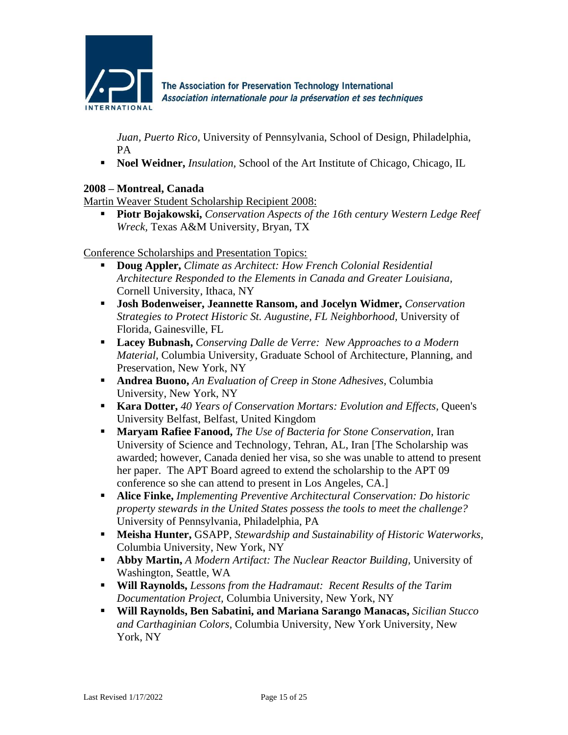*Juan, Puerto Rico,* University of Pennsylvania, School of Design, Philadelphia, PA

- **Noel Weidner,** *Insulation,* School of the Art Institute of Chicago, Chicago, IL

**2008 – Montreal, Canada**

Martin Weaver Student Scholarship Recipient 2008:

- **Piotr Bojakowski,** *Conservation Aspects of the 16th century Western Ledge Reef Wreck,* Texas A&M University, Bryan, TX

Conference Scholarships and Presentation Topics:

- **Doug Appler,** *Climate as Architect: How French Colonial Residential Architecture Responded to the Elements in Canada and Greater Louisiana,* Cornell University, Ithaca, NY
- **Josh Bodenweiser, Jeannette Ransom, and Jocelyn Widmer,** *Conservation Strategies to Protect Historic St. Augustine, FL Neighborhood,* University of Florida, Gainesville, FL
- **Lacey Bubnash,** *Conserving Dalle de Verre: New Approaches to a Modern Material,* Columbia University, Graduate School of Architecture, Planning, and Preservation, New York, NY
- **Andrea Buono,** *An Evaluation of Creep in Stone Adhesives,* Columbia University, New York, NY
- **Kara Dotter,** *40 Years of Conservation Mortars: Evolution and Effects,* Queen's University Belfast, Belfast, United Kingdom
- **Maryam Rafiee Fanood,** *The Use of Bacteria for Stone Conservation,* Iran University of Science and Technology, Tehran, AL, Iran [The Scholarship was awarded; however, Canada denied her visa, so she was unable to attend to present her paper. The APT Board agreed to extend the scholarship to the APT 09 conference so she can attend to present in Los Angeles, CA.]
- **Alice Finke,** *Implementing Preventive Architectural Conservation: Do historic property stewards in the United States possess the tools to meet the challenge?* University of Pennsylvania, Philadelphia, PA
- **Meisha Hunter,** GSAPP, *Stewardship and Sustainability of Historic Waterworks,* Columbia University, New York, NY
- **Abby Martin,** *A Modern Artifact: The Nuclear Reactor Building,* University of Washington, Seattle, WA
- **Will Raynolds,** *Lessons from the Hadramaut: Recent Results of the Tarim Documentation Project,* Columbia University, New York, NY
- **Will Raynolds, Ben Sabatini, and Mariana Sarango Manacas,** *Sicilian Stucco and Carthaginian Colors,* Columbia University, New York University, New York, NY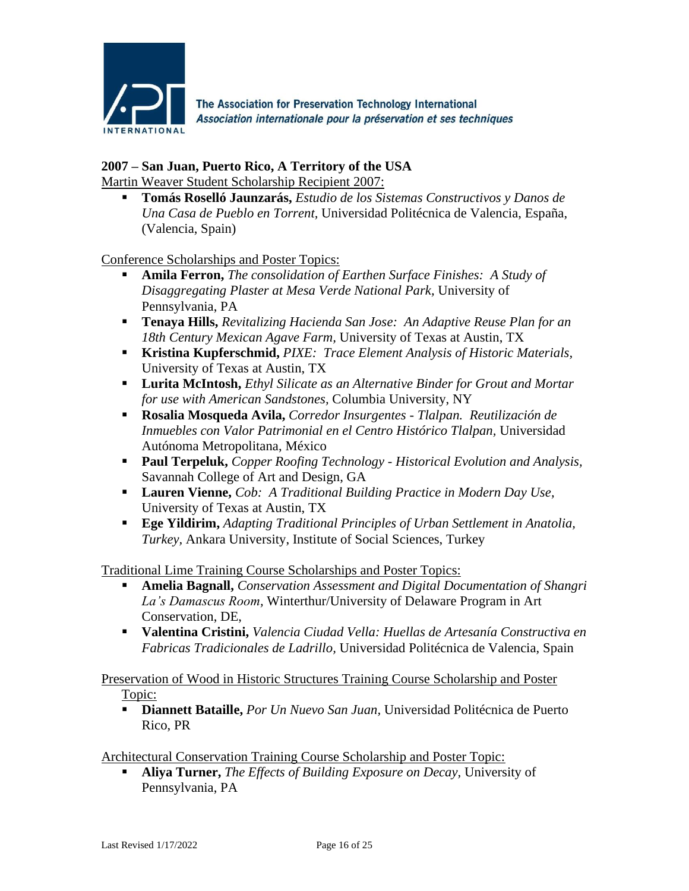The Association for Preservation Technology International
*Association internationale pour la préservation et ses techniques*

**2007 – San Juan, Puerto Rico, A Territory of the USA**

Martin Weaver Student Scholarship Recipient 2007:

- **Tomás Roselló Jaunzarás,** *Estudio de los Sistemas Constructivos y Danos de Una Casa de Pueblo en Torrent,* Universidad Politécnica de Valencia, España, (Valencia, Spain)

Conference Scholarships and Poster Topics:

- **Amila Ferron,** *The consolidation of Earthen Surface Finishes: A Study of Disaggregating Plaster at Mesa Verde National Park,* University of Pennsylvania, PA
- **Tenaya Hills,** *Revitalizing Hacienda San Jose: An Adaptive Reuse Plan for an 18th Century Mexican Agave Farm,* University of Texas at Austin, TX
- **Kristina Kupferschmid,** *PIXE: Trace Element Analysis of Historic Materials,* University of Texas at Austin, TX
- **Lurita McIntosh,** *Ethyl Silicate as an Alternative Binder for Grout and Mortar for use with American Sandstones,* Columbia University, NY
- **Rosalia Mosqueda Avila,** *Corredor Insurgentes - Tlalpan. Reutilización de Inmuebles con Valor Patrimonial en el Centro Histórico Tlalpan,* Universidad Autónoma Metropolitana, México
- **Paul Terpeluk,** *Copper Roofing Technology - Historical Evolution and Analysis,* Savannah College of Art and Design, GA
- **Lauren Vienne,** *Cob: A Traditional Building Practice in Modern Day Use,* University of Texas at Austin, TX
- **Ege Yildirim,** *Adapting Traditional Principles of Urban Settlement in Anatolia, Turkey,* Ankara University, Institute of Social Sciences, Turkey

Traditional Lime Training Course Scholarships and Poster Topics:

- **Amelia Bagnall,** *Conservation Assessment and Digital Documentation of Shangri La's Damascus Room*, Winterthur/University of Delaware Program in Art Conservation, DE,
- **Valentina Cristini,** *Valencia Ciudad Vella: Huellas de Artesanía Constructiva en Fabricas Tradicionales de Ladrillo,* Universidad Politécnica de Valencia, Spain

Preservation of Wood in Historic Structures Training Course Scholarship and Poster Topic:

- **Diannett Bataille,** *Por Un Nuevo San Juan,* Universidad Politécnica de Puerto Rico, PR

Architectural Conservation Training Course Scholarship and Poster Topic:

- **Aliya Turner,** *The Effects of Building Exposure on Decay,* University of Pennsylvania, PA

Last Revised 1/17/2022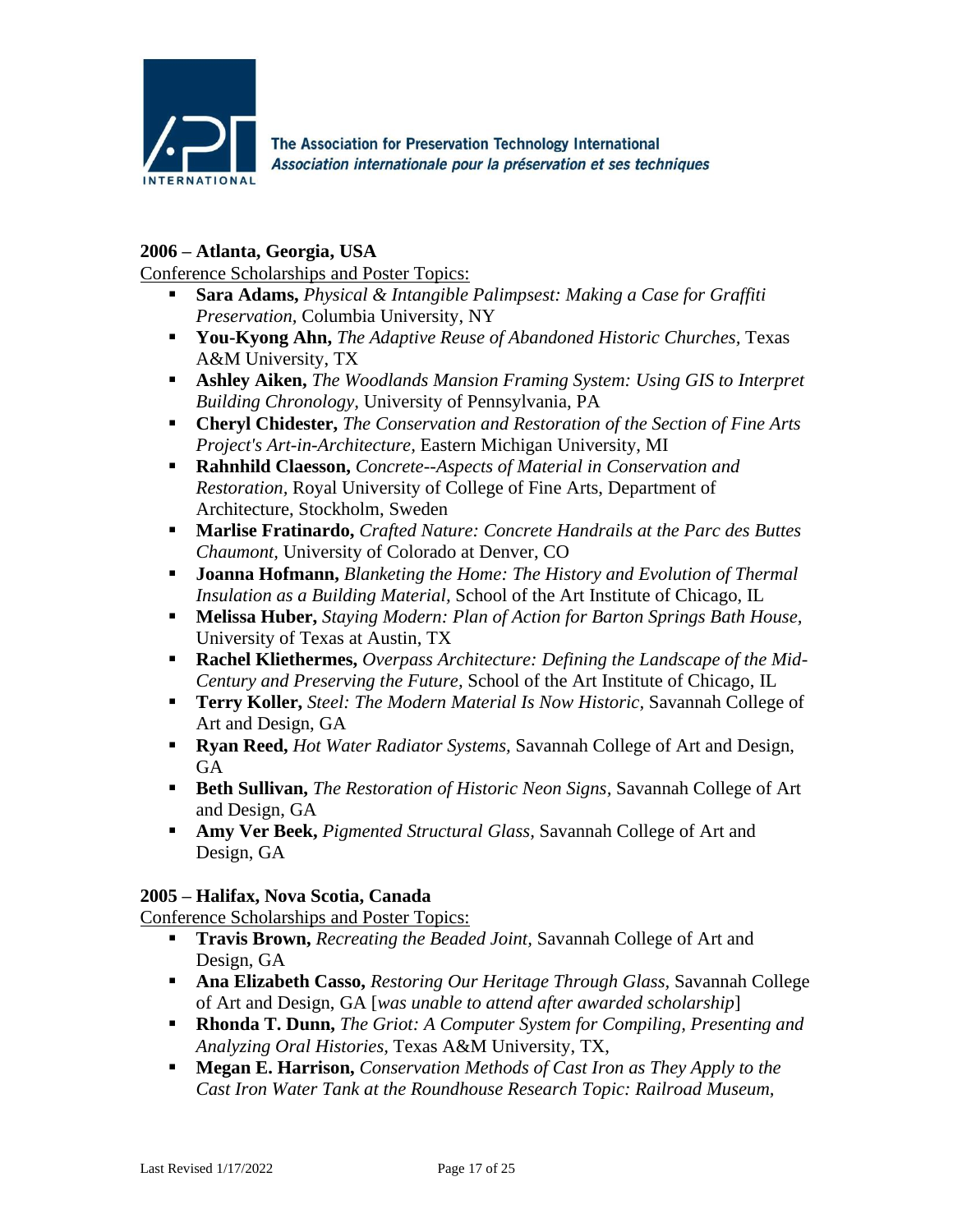The Association for Preservation Technology International
*Association internationale pour la préservation et ses techniques*

### 2006 – Atlanta, Georgia, USA

Conference Scholarships and Poster Topics:

- **Sara Adams,** *Physical & Intangible Palimpsest: Making a Case for Graffiti Preservation,* Columbia University, NY
- **You-Kyong Ahn,** *The Adaptive Reuse of Abandoned Historic Churches*, Texas A&M University, TX
- **Ashley Aiken,** *The Woodlands Mansion Framing System: Using GIS to Interpret Building Chronology,* University of Pennsylvania, PA
- **Cheryl Chidester,** *The Conservation and Restoration of the Section of Fine Arts Project's Art-in-Architecture,* Eastern Michigan University, MI
- **Rahnhild Claesson,** *Concrete--Aspects of Material in Conservation and Restoration,* Royal University of College of Fine Arts, Department of Architecture, Stockholm, Sweden
- **Marlise Fratinardo,** *Crafted Nature: Concrete Handrails at the Parc des Buttes Chaumont,* University of Colorado at Denver, CO
- **Joanna Hofmann,** *Blanketing the Home: The History and Evolution of Thermal Insulation as a Building Material*, School of the Art Institute of Chicago, IL
- **Melissa Huber,** *Staying Modern: Plan of Action for Barton Springs Bath House,* University of Texas at Austin, TX
- **Rachel Kliethermes,** *Overpass Architecture: Defining the Landscape of the Mid-Century and Preserving the Future,* School of the Art Institute of Chicago, IL
- **Terry Koller,** *Steel: The Modern Material Is Now Historic,* Savannah College of Art and Design, GA
- **Ryan Reed,** *Hot Water Radiator Systems,* Savannah College of Art and Design, GA
- **Beth Sullivan,** *The Restoration of Historic Neon Signs*, Savannah College of Art and Design, GA
- **Amy Ver Beek,** *Pigmented Structural Glass,* Savannah College of Art and Design, GA

### 2005 – Halifax, Nova Scotia, Canada

Conference Scholarships and Poster Topics:

- **Travis Brown,** *Recreating the Beaded Joint,* Savannah College of Art and Design, GA
- **Ana Elizabeth Casso,** *Restoring Our Heritage Through Glass,* Savannah College of Art and Design, GA [*was unable to attend after awarded scholarship*]
- **Rhonda T. Dunn,** *The Griot: A Computer System for Compiling, Presenting and Analyzing Oral Histories,* Texas A&M University, TX,
- **Megan E. Harrison,** *Conservation Methods of Cast Iron as They Apply to the Cast Iron Water Tank at the Roundhouse Research Topic: Railroad Museum,*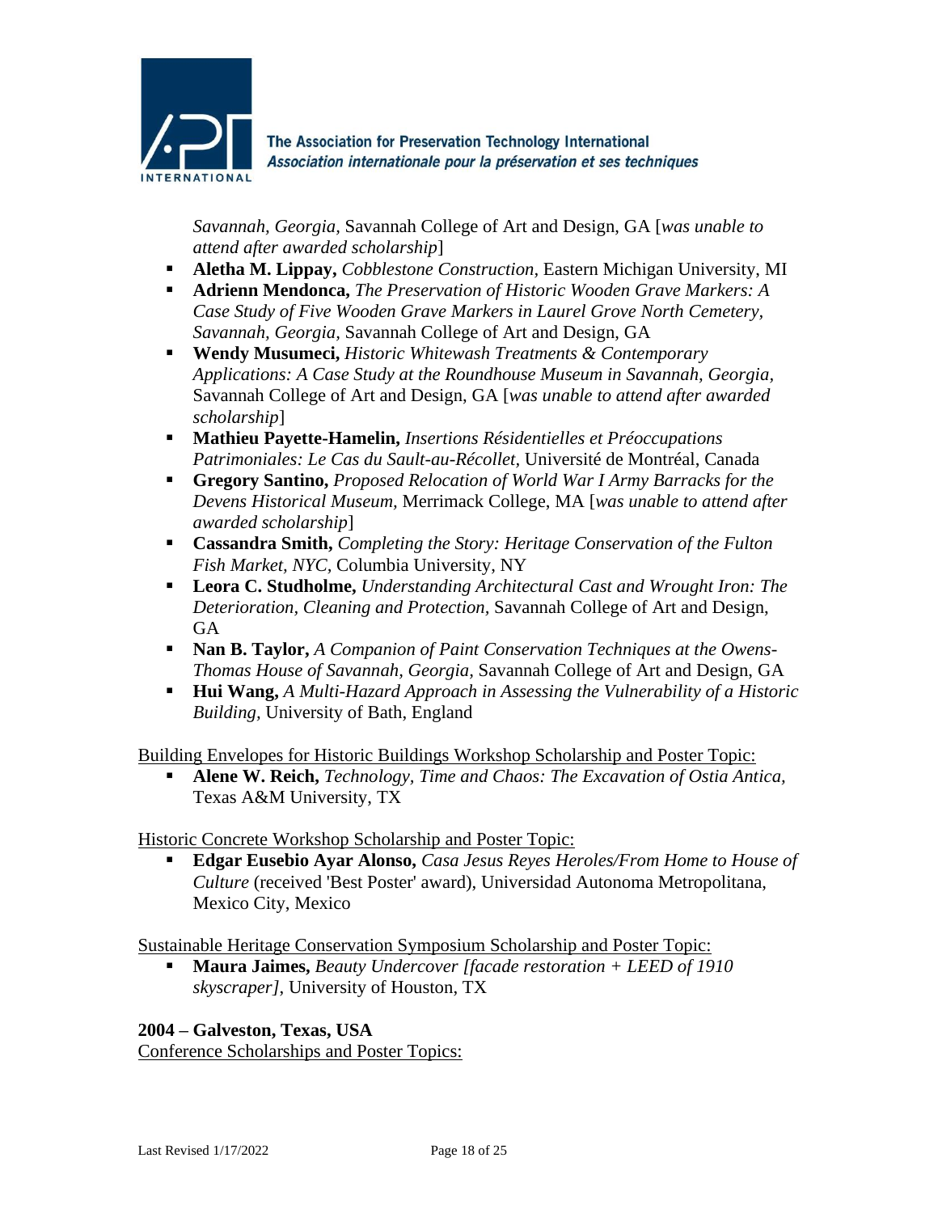*Savannah, Georgia,* Savannah College of Art and Design, GA [*was unable to attend after awarded scholarship*]

- **Aletha M. Lippay,** *Cobblestone Construction,* Eastern Michigan University, MI
- **Adrienn Mendonca,** *The Preservation of Historic Wooden Grave Markers: A Case Study of Five Wooden Grave Markers in Laurel Grove North Cemetery, Savannah, Georgia*, Savannah College of Art and Design, GA
- **Wendy Musumeci,** *Historic Whitewash Treatments & Contemporary Applications: A Case Study at the Roundhouse Museum in Savannah, Georgia,* Savannah College of Art and Design, GA [*was unable to attend after awarded scholarship*]
- **Mathieu Payette-Hamelin,** *Insertions Résidentielles et Préoccupations Patrimoniales: Le Cas du Sault-au-Récollet,* Université de Montréal, Canada
- **Gregory Santino,** *Proposed Relocation of World War I Army Barracks for the Devens Historical Museum,* Merrimack College, MA [*was unable to attend after awarded scholarship*]
- **Cassandra Smith,** *Completing the Story: Heritage Conservation of the Fulton Fish Market, NYC,* Columbia University, NY
- **Leora C. Studholme,** *Understanding Architectural Cast and Wrought Iron: The Deterioration, Cleaning and Protection,* Savannah College of Art and Design, GA
- **Nan B. Taylor,** *A Companion of Paint Conservation Techniques at the Owens-Thomas House of Savannah, Georgia,* Savannah College of Art and Design, GA
- **Hui Wang,** *A Multi-Hazard Approach in Assessing the Vulnerability of a Historic Building,* University of Bath, England

<u>Building Envelopes for Historic Buildings Workshop Scholarship and Poster Topic:</u>

- **Alene W. Reich,** *Technology, Time and Chaos: The Excavation of Ostia Antica,* Texas A&M University, TX

<u>Historic Concrete Workshop Scholarship and Poster Topic:</u>

- **Edgar Eusebio Ayar Alonso,** *Casa Jesus Reyes Heroles/From Home to House of Culture* (received 'Best Poster' award), Universidad Autonoma Metropolitana, Mexico City, Mexico

<u>Sustainable Heritage Conservation Symposium Scholarship and Poster Topic:</u>

- **Maura Jaimes,** *Beauty Undercover [facade restoration + LEED of 1910 skyscraper]*, University of Houston, TX

**2004 – Galveston, Texas, USA**

<u>Conference Scholarships and Poster Topics:</u>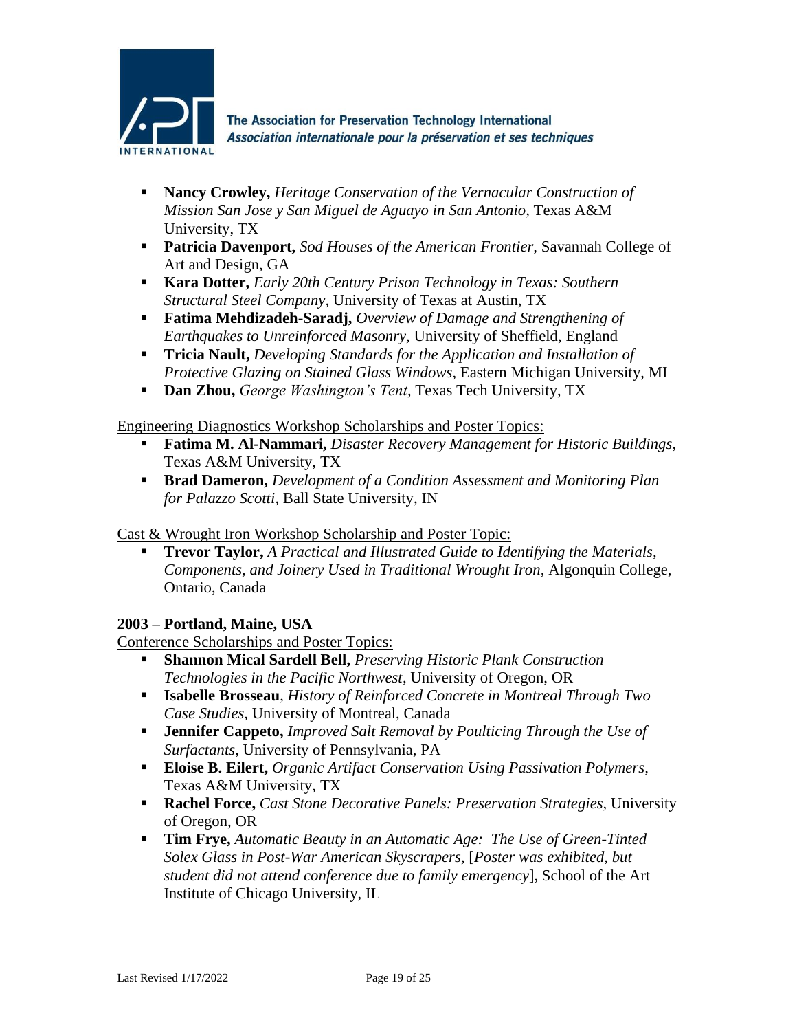- **Nancy Crowley,** *Heritage Conservation of the Vernacular Construction of Mission San Jose y San Miguel de Aguayo in San Antonio,* Texas A&M University, TX
- **Patricia Davenport,** *Sod Houses of the American Frontier,* Savannah College of Art and Design, GA
- **Kara Dotter,** *Early 20th Century Prison Technology in Texas: Southern Structural Steel Company,* University of Texas at Austin, TX
- **Fatima Mehdizadeh-Saradj,** *Overview of Damage and Strengthening of Earthquakes to Unreinforced Masonry,* University of Sheffield, England
- **Tricia Nault,** *Developing Standards for the Application and Installation of Protective Glazing on Stained Glass Windows,* Eastern Michigan University, MI
- **Dan Zhou,** *George Washington's Tent,* Texas Tech University, TX

<u>Engineering Diagnostics Workshop Scholarships and Poster Topics:</u>

- **Fatima M. Al-Nammari,** *Disaster Recovery Management for Historic Buildings,* Texas A&M University, TX
- **Brad Dameron,** *Development of a Condition Assessment and Monitoring Plan for Palazzo Scotti,* Ball State University, IN

<u>Cast & Wrought Iron Workshop Scholarship and Poster Topic:</u>

- **Trevor Taylor,** *A Practical and Illustrated Guide to Identifying the Materials, Components, and Joinery Used in Traditional Wrought Iron,* Algonquin College, Ontario, Canada

**2003 – Portland, Maine, USA**

<u>Conference Scholarships and Poster Topics:</u>

- **Shannon Mical Sardell Bell,** *Preserving Historic Plank Construction Technologies in the Pacific Northwest,* University of Oregon, OR
- **Isabelle Brosseau**, *History of Reinforced Concrete in Montreal Through Two Case Studies,* University of Montreal, Canada
- **Jennifer Cappeto,** *Improved Salt Removal by Poulticing Through the Use of Surfactants,* University of Pennsylvania, PA
- **Eloise B. Eilert,** *Organic Artifact Conservation Using Passivation Polymers,* Texas A&M University, TX
- **Rachel Force,** *Cast Stone Decorative Panels: Preservation Strategies,* University of Oregon, OR
- **Tim Frye,** *Automatic Beauty in an Automatic Age: The Use of Green-Tinted Solex Glass in Post-War American Skyscrapers,* [*Poster was exhibited, but student did not attend conference due to family emergency*], School of the Art Institute of Chicago University, IL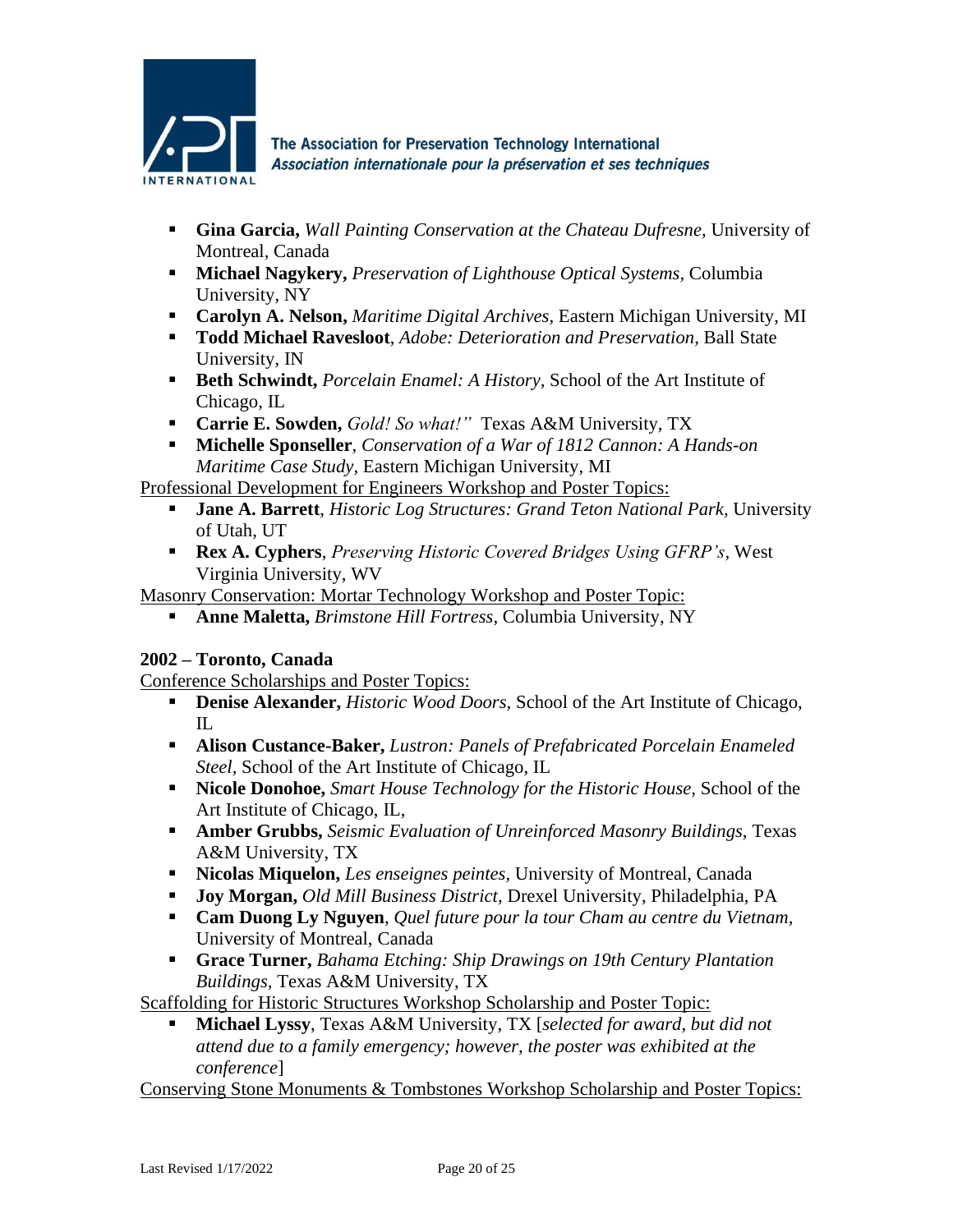- **Gina Garcia,** *Wall Painting Conservation at the Chateau Dufresne,* University of Montreal, Canada
- **Michael Nagykery,** *Preservation of Lighthouse Optical Systems,* Columbia University, NY
- **Carolyn A. Nelson,** *Maritime Digital Archives,* Eastern Michigan University, MI
- **Todd Michael Ravesloot**, *Adobe: Deterioration and Preservation*, Ball State University, IN
- **Beth Schwindt,** *Porcelain Enamel: A History,* School of the Art Institute of Chicago, IL
- **Carrie E. Sowden,** *Gold! So what!"* Texas A&M University, TX
- **Michelle Sponseller**, *Conservation of a War of 1812 Cannon: A Hands-on Maritime Case Study,* Eastern Michigan University, MI

Professional Development for Engineers Workshop and Poster Topics:

- **Jane A. Barrett**, *Historic Log Structures: Grand Teton National Park*, University of Utah, UT
- **Rex A. Cyphers**, *Preserving Historic Covered Bridges Using GFRP's,* West Virginia University, WV

Masonry Conservation: Mortar Technology Workshop and Poster Topic:

- **Anne Maletta,** *Brimstone Hill Fortress,* Columbia University, NY

**2002 – Toronto, Canada**

Conference Scholarships and Poster Topics:

- **Denise Alexander,** *Historic Wood Doors,* School of the Art Institute of Chicago, IL
- **Alison Custance-Baker,** *Lustron: Panels of Prefabricated Porcelain Enameled Steel*, School of the Art Institute of Chicago, IL
- **Nicole Donohoe,** *Smart House Technology for the Historic House,* School of the Art Institute of Chicago, IL,
- **Amber Grubbs,** *Seismic Evaluation of Unreinforced Masonry Buildings,* Texas A&M University, TX
- **Nicolas Miquelon,** *Les enseignes peintes,* University of Montreal, Canada
- **Joy Morgan,** *Old Mill Business District,* Drexel University, Philadelphia, PA
- **Cam Duong Ly Nguyen**, *Quel future pour la tour Cham au centre du Vietnam,* University of Montreal, Canada
- **Grace Turner,** *Bahama Etching: Ship Drawings on 19th Century Plantation Buildings,* Texas A&M University, TX

Scaffolding for Historic Structures Workshop Scholarship and Poster Topic:

- **Michael Lyssy**, Texas A&M University, TX [*selected for award, but did not attend due to a family emergency; however, the poster was exhibited at the conference*]

Conserving Stone Monuments & Tombstones Workshop Scholarship and Poster Topics: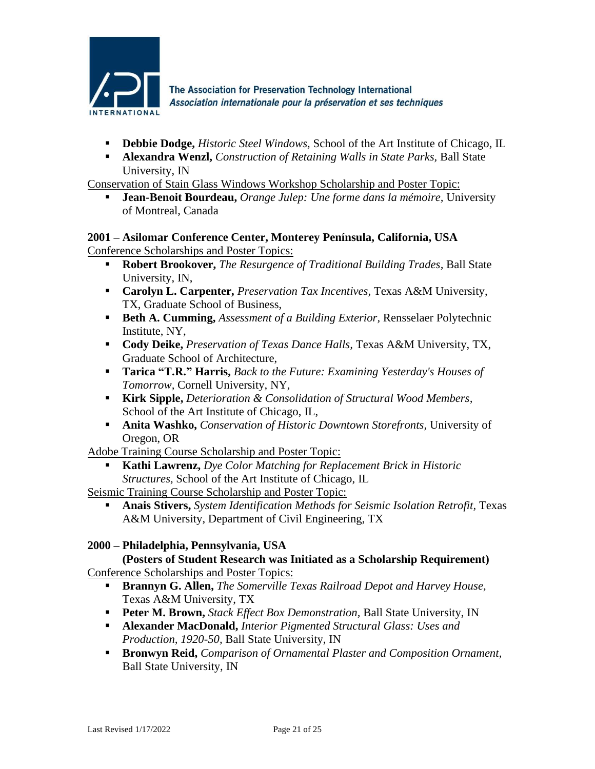- **Debbie Dodge,** *Historic Steel Windows,* School of the Art Institute of Chicago, IL
- **Alexandra Wenzl,** *Construction of Retaining Walls in State Parks,* Ball State University, IN

Conservation of Stain Glass Windows Workshop Scholarship and Poster Topic:

- **Jean-Benoit Bourdeau,** *Orange Julep: Une forme dans la mémoire,* University of Montreal, Canada

**2001 – Asilomar Conference Center, Monterey Península, California, USA**

Conference Scholarships and Poster Topics:

- **Robert Brookover,** *The Resurgence of Traditional Building Trades,* Ball State University, IN,
- **Carolyn L. Carpenter,** *Preservation Tax Incentives,* Texas A&M University, TX, Graduate School of Business,
- **Beth A. Cumming,** *Assessment of a Building Exterior,* Rensselaer Polytechnic Institute, NY,
- **Cody Deike,** *Preservation of Texas Dance Halls,* Texas A&M University, TX, Graduate School of Architecture,
- **Tarica "T.R." Harris,** *Back to the Future: Examining Yesterday's Houses of Tomorrow,* Cornell University, NY,
- **Kirk Sipple,** *Deterioration & Consolidation of Structural Wood Members,* School of the Art Institute of Chicago, IL,
- **Anita Washko,** *Conservation of Historic Downtown Storefronts,* University of Oregon, OR

Adobe Training Course Scholarship and Poster Topic:

- **Kathi Lawrenz,** *Dye Color Matching for Replacement Brick in Historic Structures,* School of the Art Institute of Chicago, IL

Seismic Training Course Scholarship and Poster Topic:

- **Anais Stivers,** *System Identification Methods for Seismic Isolation Retrofit,* Texas A&M University, Department of Civil Engineering, TX

**2000 – Philadelphia, Pennsylvania, USA**

**(Posters of Student Research was Initiated as a Scholarship Requirement)**

Conference Scholarships and Poster Topics:

- **Brannyn G. Allen,** *The Somerville Texas Railroad Depot and Harvey House,* Texas A&M University, TX
- **Peter M. Brown,** *Stack Effect Box Demonstration,* Ball State University, IN
- **Alexander MacDonald,** *Interior Pigmented Structural Glass: Uses and Production, 1920-50,* Ball State University, IN
- **Bronwyn Reid,** *Comparison of Ornamental Plaster and Composition Ornament,* Ball State University, IN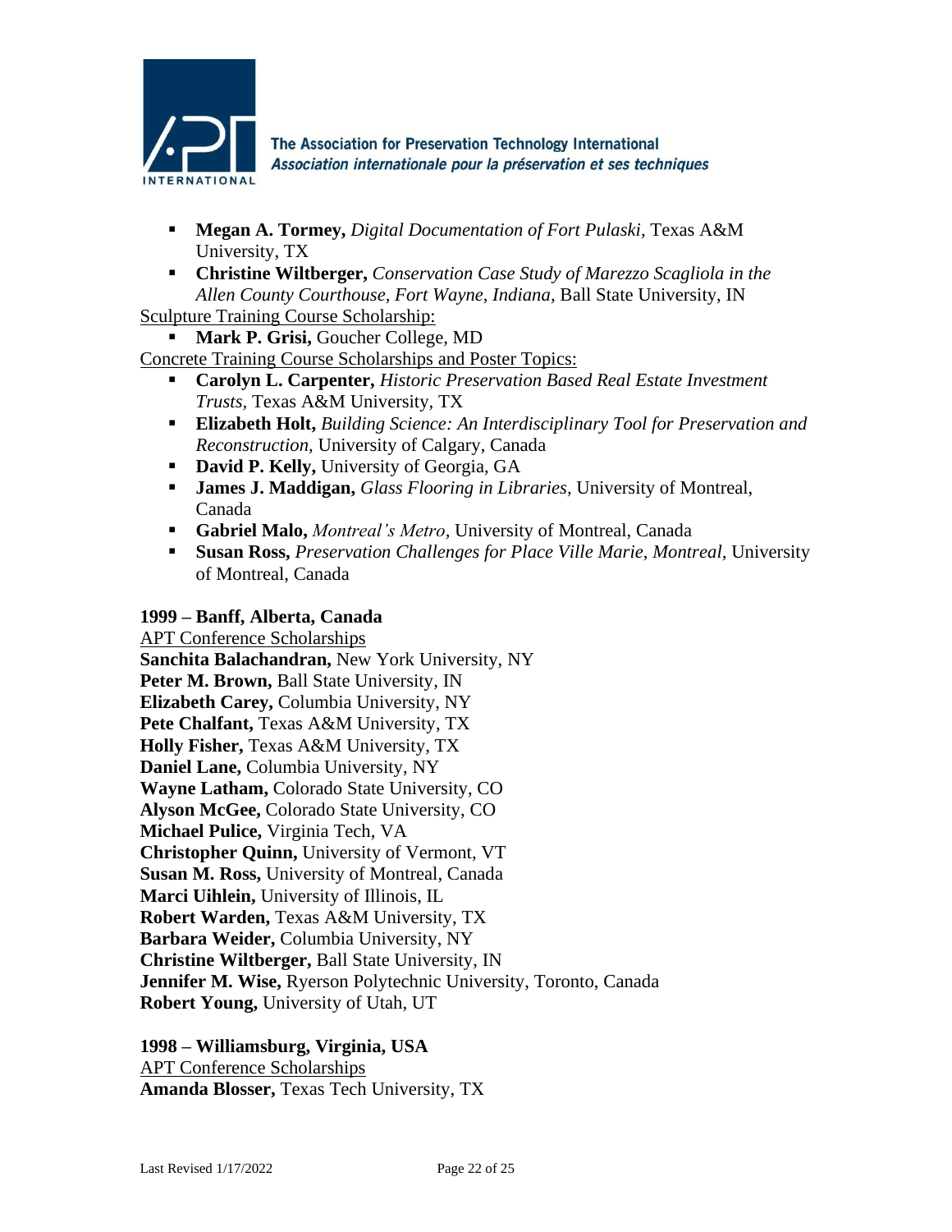- **Megan A. Tormey,** *Digital Documentation of Fort Pulaski,* Texas A&M University, TX
- **Christine Wiltberger,** *Conservation Case Study of Marezzo Scagliola in the Allen County Courthouse, Fort Wayne, Indiana,* Ball State University, IN

Sculpture Training Course Scholarship:

- **Mark P. Grisi,** Goucher College, MD

Concrete Training Course Scholarships and Poster Topics:

- **Carolyn L. Carpenter,** *Historic Preservation Based Real Estate Investment Trusts,* Texas A&M University, TX
- **Elizabeth Holt,** *Building Science: An Interdisciplinary Tool for Preservation and Reconstruction,* University of Calgary, Canada
- **David P. Kelly,** University of Georgia, GA
- **James J. Maddigan,** *Glass Flooring in Libraries,* University of Montreal, Canada
- **Gabriel Malo,** *Montreal's Metro,* University of Montreal, Canada
- **Susan Ross,** *Preservation Challenges for Place Ville Marie, Montreal,* University of Montreal, Canada

**1999 – Banff, Alberta, Canada**

APT Conference Scholarships

**Sanchita Balachandran,** New York University, NY
**Peter M. Brown,** Ball State University, IN
**Elizabeth Carey,** Columbia University, NY
**Pete Chalfant,** Texas A&M University, TX
**Holly Fisher,** Texas A&M University, TX
**Daniel Lane,** Columbia University, NY
**Wayne Latham,** Colorado State University, CO
**Alyson McGee,** Colorado State University, CO
**Michael Pulice,** Virginia Tech, VA
**Christopher Quinn,** University of Vermont, VT
**Susan M. Ross,** University of Montreal, Canada
**Marci Uihlein,** University of Illinois, IL
**Robert Warden,** Texas A&M University, TX
**Barbara Weider,** Columbia University, NY
**Christine Wiltberger,** Ball State University, IN
**Jennifer M. Wise,** Ryerson Polytechnic University, Toronto, Canada
**Robert Young,** University of Utah, UT

**1998 – Williamsburg, Virginia, USA**

APT Conference Scholarships

**Amanda Blosser,** Texas Tech University, TX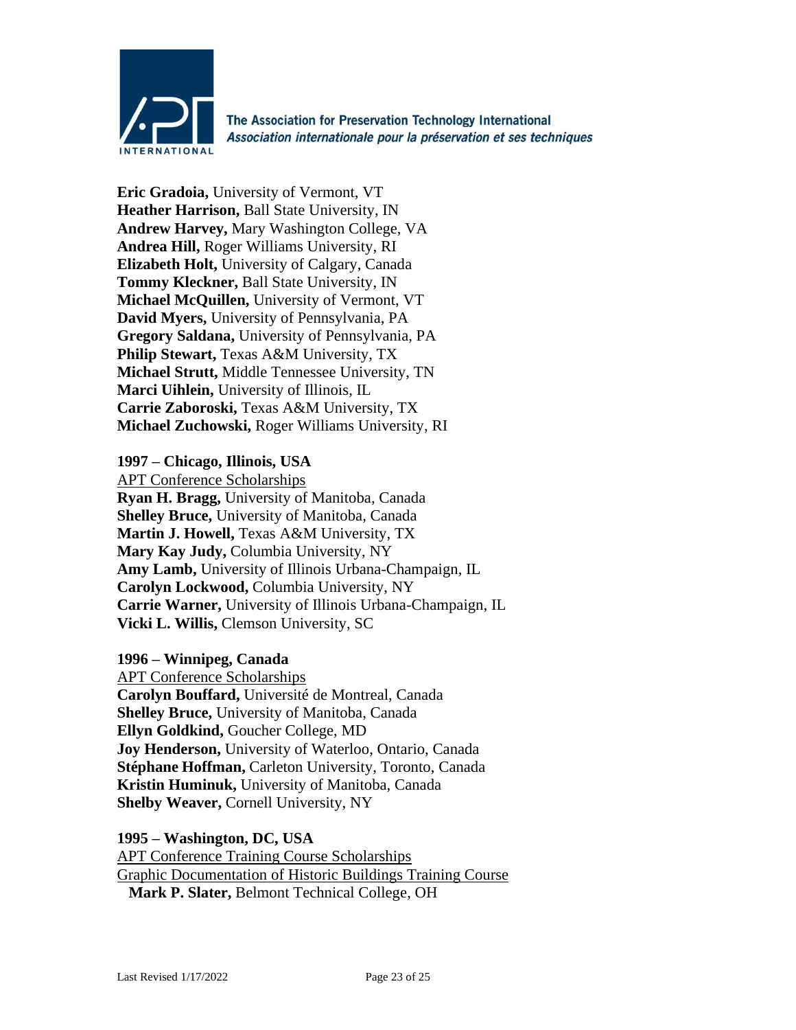**Eric Gradoia,** University of Vermont, VT
**Heather Harrison,** Ball State University, IN
**Andrew Harvey,** Mary Washington College, VA
**Andrea Hill,** Roger Williams University, RI
**Elizabeth Holt,** University of Calgary, Canada
**Tommy Kleckner,** Ball State University, IN
**Michael McQuillen,** University of Vermont, VT
**David Myers,** University of Pennsylvania, PA
**Gregory Saldana,** University of Pennsylvania, PA
**Philip Stewart,** Texas A&M University, TX
**Michael Strutt,** Middle Tennessee University, TN
**Marci Uihlein,** University of Illinois, IL
**Carrie Zaboroski,** Texas A&M University, TX
**Michael Zuchowski,** Roger Williams University, RI

**1997 – Chicago, Illinois, USA**

APT Conference Scholarships

**Ryan H. Bragg,** University of Manitoba, Canada
**Shelley Bruce,** University of Manitoba, Canada
**Martin J. Howell,** Texas A&M University, TX
**Mary Kay Judy,** Columbia University, NY
**Amy Lamb,** University of Illinois Urbana-Champaign, IL
**Carolyn Lockwood,** Columbia University, NY
**Carrie Warner,** University of Illinois Urbana-Champaign, IL
**Vicki L. Willis,** Clemson University, SC

**1996 – Winnipeg, Canada**

APT Conference Scholarships

**Carolyn Bouffard,** Université de Montreal, Canada
**Shelley Bruce,** University of Manitoba, Canada
**Ellyn Goldkind,** Goucher College, MD
**Joy Henderson,** University of Waterloo, Ontario, Canada
**Stéphane Hoffman,** Carleton University, Toronto, Canada
**Kristin Huminuk,** University of Manitoba, Canada
**Shelby Weaver,** Cornell University, NY

**1995 – Washington, DC, USA**

APT Conference Training Course Scholarships

Graphic Documentation of Historic Buildings Training Course

**Mark P. Slater,** Belmont Technical College, OH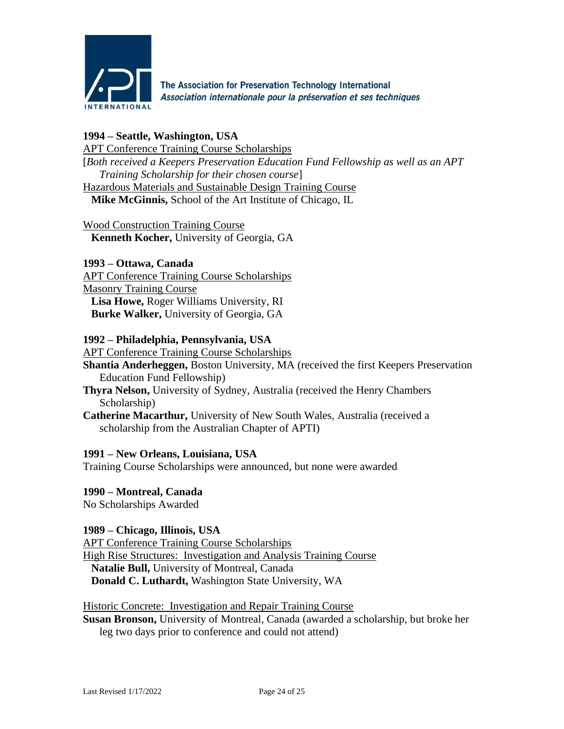**1994 – Seattle, Washington, USA**

APT Conference Training Course Scholarships

[*Both received a Keepers Preservation Education Fund Fellowship as well as an APT Training Scholarship for their chosen course*]

Hazardous Materials and Sustainable Design Training Course

**Mike McGinnis,** School of the Art Institute of Chicago, IL

Wood Construction Training Course

**Kenneth Kocher,** University of Georgia, GA

**1993 – Ottawa, Canada**

APT Conference Training Course Scholarships

Masonry Training Course

**Lisa Howe,** Roger Williams University, RI

**Burke Walker,** University of Georgia, GA

**1992 – Philadelphia, Pennsylvania, USA**

APT Conference Training Course Scholarships

**Shantia Anderheggen,** Boston University, MA (received the first Keepers Preservation Education Fund Fellowship)

**Thyra Nelson,** University of Sydney, Australia (received the Henry Chambers Scholarship)

**Catherine Macarthur,** University of New South Wales, Australia (received a scholarship from the Australian Chapter of APTI)

**1991 – New Orleans, Louisiana, USA**

Training Course Scholarships were announced, but none were awarded

**1990 – Montreal, Canada**

No Scholarships Awarded

**1989 – Chicago, Illinois, USA**

APT Conference Training Course Scholarships

High Rise Structures: Investigation and Analysis Training Course

**Natalie Bull,** University of Montreal, Canada

**Donald C. Luthardt,** Washington State University, WA

Historic Concrete: Investigation and Repair Training Course

**Susan Bronson,** University of Montreal, Canada (awarded a scholarship, but broke her leg two days prior to conference and could not attend)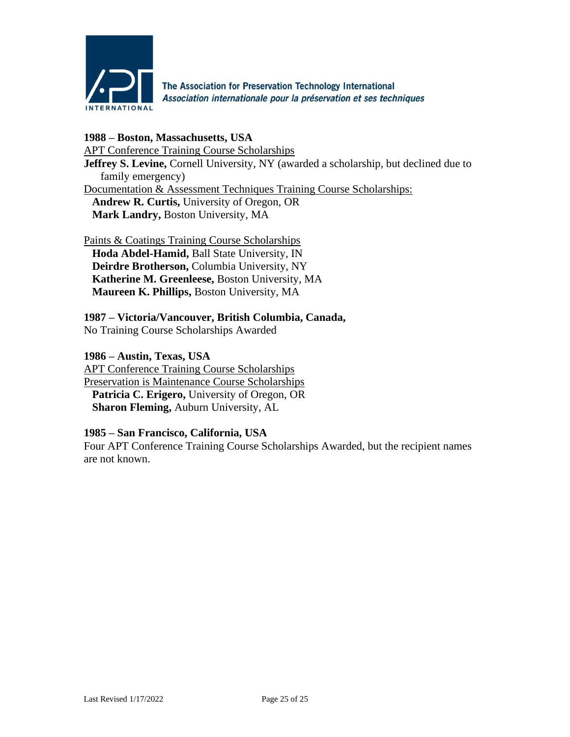**1988 – Boston, Massachusetts, USA**

APT Conference Training Course Scholarships

**Jeffrey S. Levine,** Cornell University, NY (awarded a scholarship, but declined due to family emergency)

Documentation & Assessment Techniques Training Course Scholarships:

**Andrew R. Curtis,** University of Oregon, OR
**Mark Landry,** Boston University, MA

Paints & Coatings Training Course Scholarships

**Hoda Abdel-Hamid,** Ball State University, IN
**Deirdre Brotherson,** Columbia University, NY
**Katherine M. Greenleese,** Boston University, MA
**Maureen K. Phillips,** Boston University, MA

**1987 – Victoria/Vancouver, British Columbia, Canada,**

No Training Course Scholarships Awarded

**1986 – Austin, Texas, USA**

APT Conference Training Course Scholarships

Preservation is Maintenance Course Scholarships

**Patricia C. Erigero,** University of Oregon, OR
**Sharon Fleming,** Auburn University, AL

**1985 – San Francisco, California, USA**

Four APT Conference Training Course Scholarships Awarded, but the recipient names are not known.